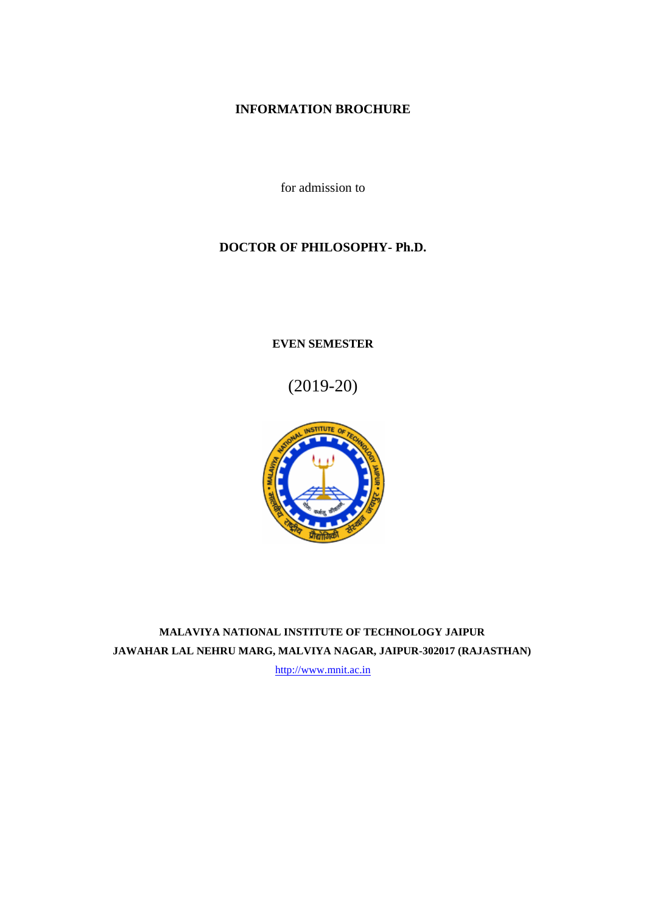# INFORMATION BROCHURE

for admission to

## DOCTOR OF PHILOSOPHY- Ph.D.

**EVEN SEMESTER**

(2019-20)

**MALAVIYA NATIONAL INSTITUTE OF TECHNOLOGY JAIPUR**

**JAWAHAR LAL NEHRU MARG, MALVIYA NAGAR, JAIPUR-302017 (RAJASTHAN)**

http://www.mnit.ac.in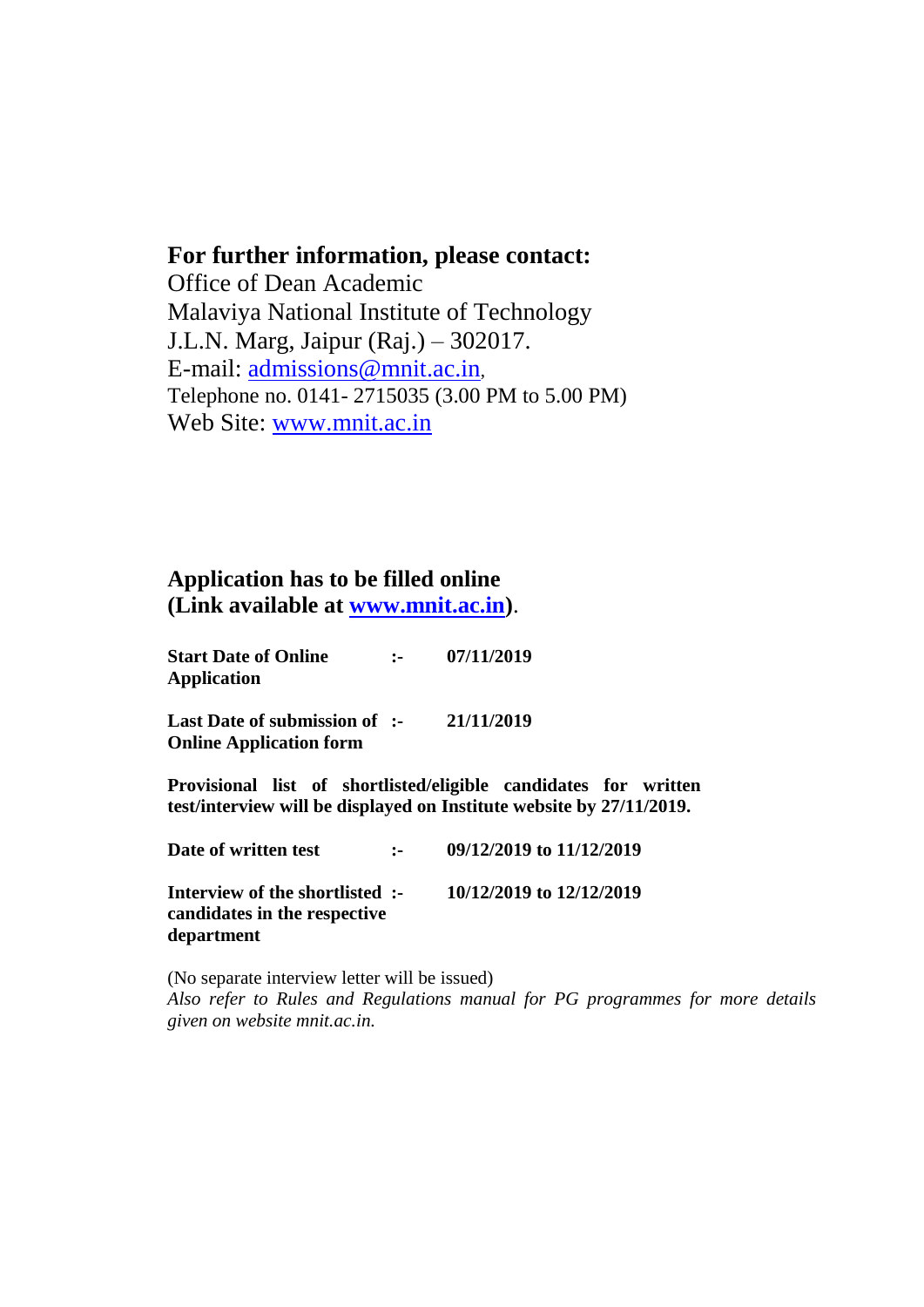**For further information, please contact:**

Office of Dean Academic
Malaviya National Institute of Technology
J.L.N. Marg, Jaipur (Raj.) – 302017.
E-mail: admissions@mnit.ac.in,
Telephone no. 0141- 2715035 (3.00 PM to 5.00 PM)
Web Site: www.mnit.ac.in

**Application has to be filled online**
**(Link available at www.mnit.ac.in).**

| | | |
|---|---|---|
| **Start Date of Online Application** | **:-** | **07/11/2019** |
| **Last Date of submission of Online Application form** | **:-** | **21/11/2019** |

**Provisional list of shortlisted/eligible candidates for written test/interview will be displayed on Institute website by 27/11/2019.**

| | | |
|---|---|---|
| **Date of written test** | **:-** | **09/12/2019 to 11/12/2019** |
| **Interview of the shortlisted candidates in the respective department** | **:-** | **10/12/2019 to 12/12/2019** |

(No separate interview letter will be issued)
*Also refer to Rules and Regulations manual for PG programmes for more details given on website mnit.ac.in.*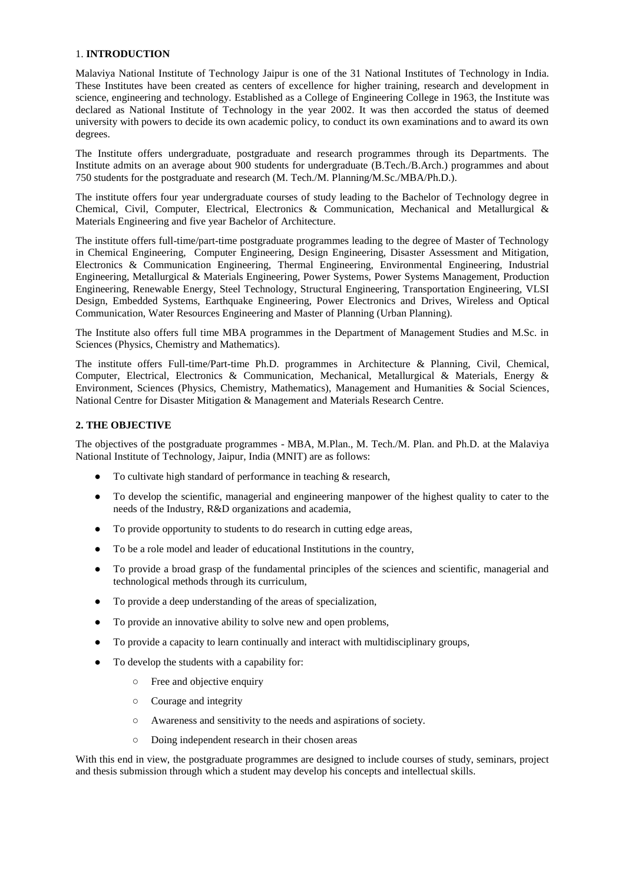## 1. INTRODUCTION

Malaviya National Institute of Technology Jaipur is one of the 31 National Institutes of Technology in India. These Institutes have been created as centers of excellence for higher training, research and development in science, engineering and technology. Established as a College of Engineering College in 1963, the Institute was declared as National Institute of Technology in the year 2002. It was then accorded the status of deemed university with powers to decide its own academic policy, to conduct its own examinations and to award its own degrees.

The Institute offers undergraduate, postgraduate and research programmes through its Departments. The Institute admits on an average about 900 students for undergraduate (B.Tech./B.Arch.) programmes and about 750 students for the postgraduate and research (M. Tech./M. Planning/M.Sc./MBA/Ph.D.).

The institute offers four year undergraduate courses of study leading to the Bachelor of Technology degree in Chemical, Civil, Computer, Electrical, Electronics & Communication, Mechanical and Metallurgical & Materials Engineering and five year Bachelor of Architecture.

The institute offers full-time/part-time postgraduate programmes leading to the degree of Master of Technology in Chemical Engineering, Computer Engineering, Design Engineering, Disaster Assessment and Mitigation, Electronics & Communication Engineering, Thermal Engineering, Environmental Engineering, Industrial Engineering, Metallurgical & Materials Engineering, Power Systems, Power Systems Management, Production Engineering, Renewable Energy, Steel Technology, Structural Engineering, Transportation Engineering, VLSI Design, Embedded Systems, Earthquake Engineering, Power Electronics and Drives, Wireless and Optical Communication, Water Resources Engineering and Master of Planning (Urban Planning).

The Institute also offers full time MBA programmes in the Department of Management Studies and M.Sc. in Sciences (Physics, Chemistry and Mathematics).

The institute offers Full-time/Part-time Ph.D. programmes in Architecture & Planning, Civil, Chemical, Computer, Electrical, Electronics & Communication, Mechanical, Metallurgical & Materials, Energy & Environment, Sciences (Physics, Chemistry, Mathematics), Management and Humanities & Social Sciences, National Centre for Disaster Mitigation & Management and Materials Research Centre.

## 2. THE OBJECTIVE

The objectives of the postgraduate programmes - MBA, M.Plan., M. Tech./M. Plan. and Ph.D. at the Malaviya National Institute of Technology, Jaipur, India (MNIT) are as follows:

- To cultivate high standard of performance in teaching & research,
- To develop the scientific, managerial and engineering manpower of the highest quality to cater to the needs of the Industry, R&D organizations and academia,
- To provide opportunity to students to do research in cutting edge areas,
- To be a role model and leader of educational Institutions in the country,
- To provide a broad grasp of the fundamental principles of the sciences and scientific, managerial and technological methods through its curriculum,
- To provide a deep understanding of the areas of specialization,
- To provide an innovative ability to solve new and open problems,
- To provide a capacity to learn continually and interact with multidisciplinary groups,
- To develop the students with a capability for:
  - Free and objective enquiry
  - Courage and integrity
  - Awareness and sensitivity to the needs and aspirations of society.
  - Doing independent research in their chosen areas

With this end in view, the postgraduate programmes are designed to include courses of study, seminars, project and thesis submission through which a student may develop his concepts and intellectual skills.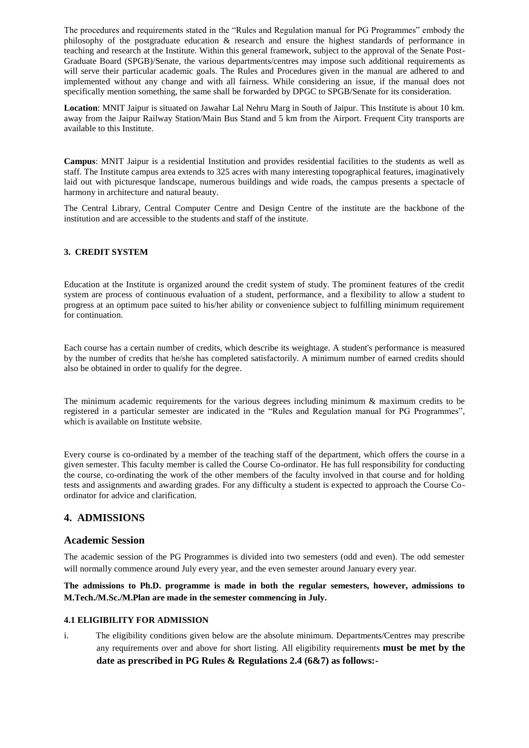The procedures and requirements stated in the "Rules and Regulation manual for PG Programmes" embody the philosophy of the postgraduate education & research and ensure the highest standards of performance in teaching and research at the Institute. Within this general framework, subject to the approval of the Senate Post-Graduate Board (SPGB)/Senate, the various departments/centres may impose such additional requirements as will serve their particular academic goals. The Rules and Procedures given in the manual are adhered to and implemented without any change and with all fairness. While considering an issue, if the manual does not specifically mention something, the same shall be forwarded by DPGC to SPGB/Senate for its consideration.

**Location**: MNIT Jaipur is situated on Jawahar Lal Nehru Marg in South of Jaipur. This Institute is about 10 km. away from the Jaipur Railway Station/Main Bus Stand and 5 km from the Airport. Frequent City transports are available to this Institute.

**Campus**: MNIT Jaipur is a residential Institution and provides residential facilities to the students as well as staff. The Institute campus area extends to 325 acres with many interesting topographical features, imaginatively laid out with picturesque landscape, numerous buildings and wide roads, the campus presents a spectacle of harmony in architecture and natural beauty.

The Central Library, Central Computer Centre and Design Centre of the institute are the backbone of the institution and are accessible to the students and staff of the institute.

### 3. CREDIT SYSTEM

Education at the Institute is organized around the credit system of study. The prominent features of the credit system are process of continuous evaluation of a student, performance, and a flexibility to allow a student to progress at an optimum pace suited to his/her ability or convenience subject to fulfilling minimum requirement for continuation.

Each course has a certain number of credits, which describe its weightage. A student's performance is measured by the number of credits that he/she has completed satisfactorily. A minimum number of earned credits should also be obtained in order to qualify for the degree.

The minimum academic requirements for the various degrees including minimum & maximum credits to be registered in a particular semester are indicated in the "Rules and Regulation manual for PG Programmes", which is available on Institute website.

Every course is co-ordinated by a member of the teaching staff of the department, which offers the course in a given semester. This faculty member is called the Course Co-ordinator. He has full responsibility for conducting the course, co-ordinating the work of the other members of the faculty involved in that course and for holding tests and assignments and awarding grades. For any difficulty a student is expected to approach the Course Co-ordinator for advice and clarification.

## 4. ADMISSIONS

### Academic Session

The academic session of the PG Programmes is divided into two semesters (odd and even). The odd semester will normally commence around July every year, and the even semester around January every year.

**The admissions to Ph.D. programme is made in both the regular semesters, however, admissions to M.Tech./M.Sc./M.Plan are made in the semester commencing in July.**

#### 4.1 ELIGIBILITY FOR ADMISSION

i. The eligibility conditions given below are the absolute minimum. Departments/Centres may prescribe any requirements over and above for short listing. All eligibility requirements **must be met by the date as prescribed in PG Rules & Regulations 2.4 (6&7) as follows:-**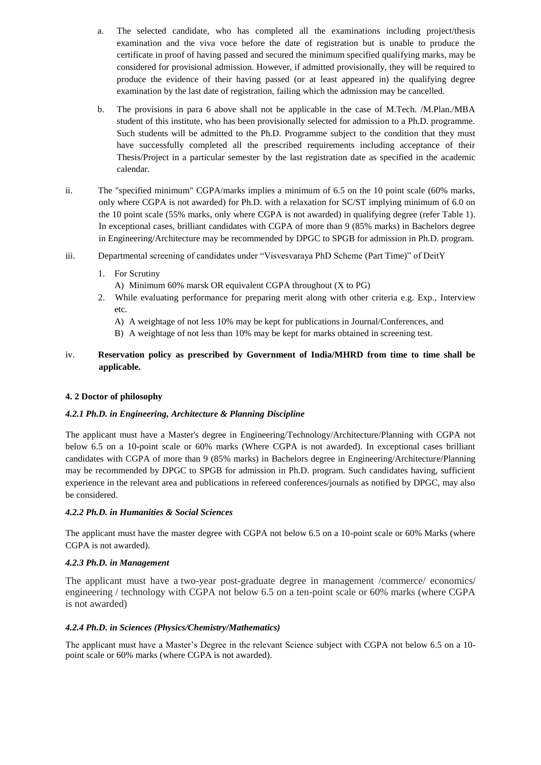a. The selected candidate, who has completed all the examinations including project/thesis examination and the viva voce before the date of registration but is unable to produce the certificate in proof of having passed and secured the minimum specified qualifying marks, may be considered for provisional admission. However, if admitted provisionally, they will be required to produce the evidence of their having passed (or at least appeared in) the qualifying degree examination by the last date of registration, failing which the admission may be cancelled.

b. The provisions in para 6 above shall not be applicable in the case of M.Tech. /M.Plan./MBA student of this institute, who has been provisionally selected for admission to a Ph.D. programme. Such students will be admitted to the Ph.D. Programme subject to the condition that they must have successfully completed all the prescribed requirements including acceptance of their Thesis/Project in a particular semester by the last registration date as specified in the academic calendar.

ii. The "specified minimum" CGPA/marks implies a minimum of 6.5 on the 10 point scale (60% marks, only where CGPA is not awarded) for Ph.D. with a relaxation for SC/ST implying minimum of 6.0 on the 10 point scale (55% marks, only where CGPA is not awarded) in qualifying degree (refer Table 1). In exceptional cases, brilliant candidates with CGPA of more than 9 (85% marks) in Bachelors degree in Engineering/Architecture may be recommended by DPGC to SPGB for admission in Ph.D. program.

iii. Departmental screening of candidates under "Visvesvaraya PhD Scheme (Part Time)" of DeitY

1. For Scrutiny
   A) Minimum 60% marsk OR equivalent CGPA throughout (X to PG)
2. While evaluating performance for preparing merit along with other criteria e.g. Exp., Interview etc.
   A) A weightage of not less 10% may be kept for publications in Journal/Conferences, and
   B) A weightage of not less than 10% may be kept for marks obtained in screening test.

iv. **Reservation policy as prescribed by Government of India/MHRD from time to time shall be applicable.**

#### 4. 2 Doctor of philosophy

##### *4.2.1 Ph.D. in Engineering, Architecture & Planning Discipline*

The applicant must have a Master's degree in Engineering/Technology/Architecture/Planning with CGPA not below 6.5 on a 10-point scale or 60% marks (Where CGPA is not awarded). In exceptional cases brilliant candidates with CGPA of more than 9 (85% marks) in Bachelors degree in Engineering/Architecture/Planning may be recommended by DPGC to SPGB for admission in Ph.D. program. Such candidates having, sufficient experience in the relevant area and publications in refereed conferences/journals as notified by DPGC, may also be considered.

##### *4.2.2 Ph.D. in Humanities & Social Sciences*

The applicant must have the master degree with CGPA not below 6.5 on a 10-point scale or 60% Marks (where CGPA is not awarded).

##### *4.2.3 Ph.D. in Management*

The applicant must have a two-year post-graduate degree in management /commerce/ economics/ engineering / technology with CGPA not below 6.5 on a ten-point scale or 60% marks (where CGPA is not awarded)

##### *4.2.4 Ph.D. in Sciences (Physics/Chemistry/Mathematics)*

The applicant must have a Master's Degree in the relevant Science subject with CGPA not below 6.5 on a 10-point scale or 60% marks (where CGPA is not awarded).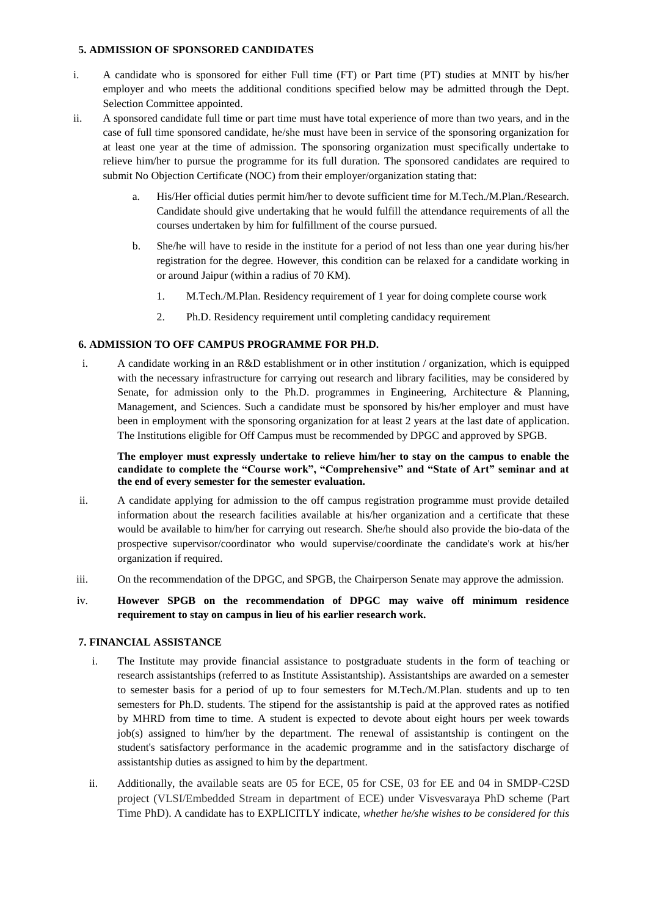#### 5. ADMISSION OF SPONSORED CANDIDATES

i. A candidate who is sponsored for either Full time (FT) or Part time (PT) studies at MNIT by his/her employer and who meets the additional conditions specified below may be admitted through the Dept. Selection Committee appointed.

ii. A sponsored candidate full time or part time must have total experience of more than two years, and in the case of full time sponsored candidate, he/she must have been in service of the sponsoring organization for at least one year at the time of admission. The sponsoring organization must specifically undertake to relieve him/her to pursue the programme for its full duration. The sponsored candidates are required to submit No Objection Certificate (NOC) from their employer/organization stating that:

   a. His/Her official duties permit him/her to devote sufficient time for M.Tech./M.Plan./Research. Candidate should give undertaking that he would fulfill the attendance requirements of all the courses undertaken by him for fulfillment of the course pursued.

   b. She/he will have to reside in the institute for a period of not less than one year during his/her registration for the degree. However, this condition can be relaxed for a candidate working in or around Jaipur (within a radius of 70 KM).

      1. M.Tech./M.Plan. Residency requirement of 1 year for doing complete course work

      2. Ph.D. Residency requirement until completing candidacy requirement

#### 6. ADMISSION TO OFF CAMPUS PROGRAMME FOR PH.D.

i. A candidate working in an R&D establishment or in other institution / organization, which is equipped with the necessary infrastructure for carrying out research and library facilities, may be considered by Senate, for admission only to the Ph.D. programmes in Engineering, Architecture & Planning, Management, and Sciences. Such a candidate must be sponsored by his/her employer and must have been in employment with the sponsoring organization for at least 2 years at the last date of application. The Institutions eligible for Off Campus must be recommended by DPGC and approved by SPGB.

   **The employer must expressly undertake to relieve him/her to stay on the campus to enable the candidate to complete the "Course work", "Comprehensive" and "State of Art" seminar and at the end of every semester for the semester evaluation.**

ii. A candidate applying for admission to the off campus registration programme must provide detailed information about the research facilities available at his/her organization and a certificate that these would be available to him/her for carrying out research. She/he should also provide the bio-data of the prospective supervisor/coordinator who would supervise/coordinate the candidate's work at his/her organization if required.

iii. On the recommendation of the DPGC, and SPGB, the Chairperson Senate may approve the admission.

iv. **However SPGB on the recommendation of DPGC may waive off minimum residence requirement to stay on campus in lieu of his earlier research work.**

#### 7. FINANCIAL ASSISTANCE

i. The Institute may provide financial assistance to postgraduate students in the form of teaching or research assistantships (referred to as Institute Assistantship). Assistantships are awarded on a semester to semester basis for a period of up to four semesters for M.Tech./M.Plan. students and up to ten semesters for Ph.D. students. The stipend for the assistantship is paid at the approved rates as notified by MHRD from time to time. A student is expected to devote about eight hours per week towards job(s) assigned to him/her by the department. The renewal of assistantship is contingent on the student's satisfactory performance in the academic programme and in the satisfactory discharge of assistantship duties as assigned to him by the department.

ii. Additionally, the available seats are 05 for ECE, 05 for CSE, 03 for EE and 04 in SMDP-C2SD project (VLSI/Embedded Stream in department of ECE) under Visvesvaraya PhD scheme (Part Time PhD). A candidate has to EXPLICITLY indicate, *whether he/she wishes to be considered for this*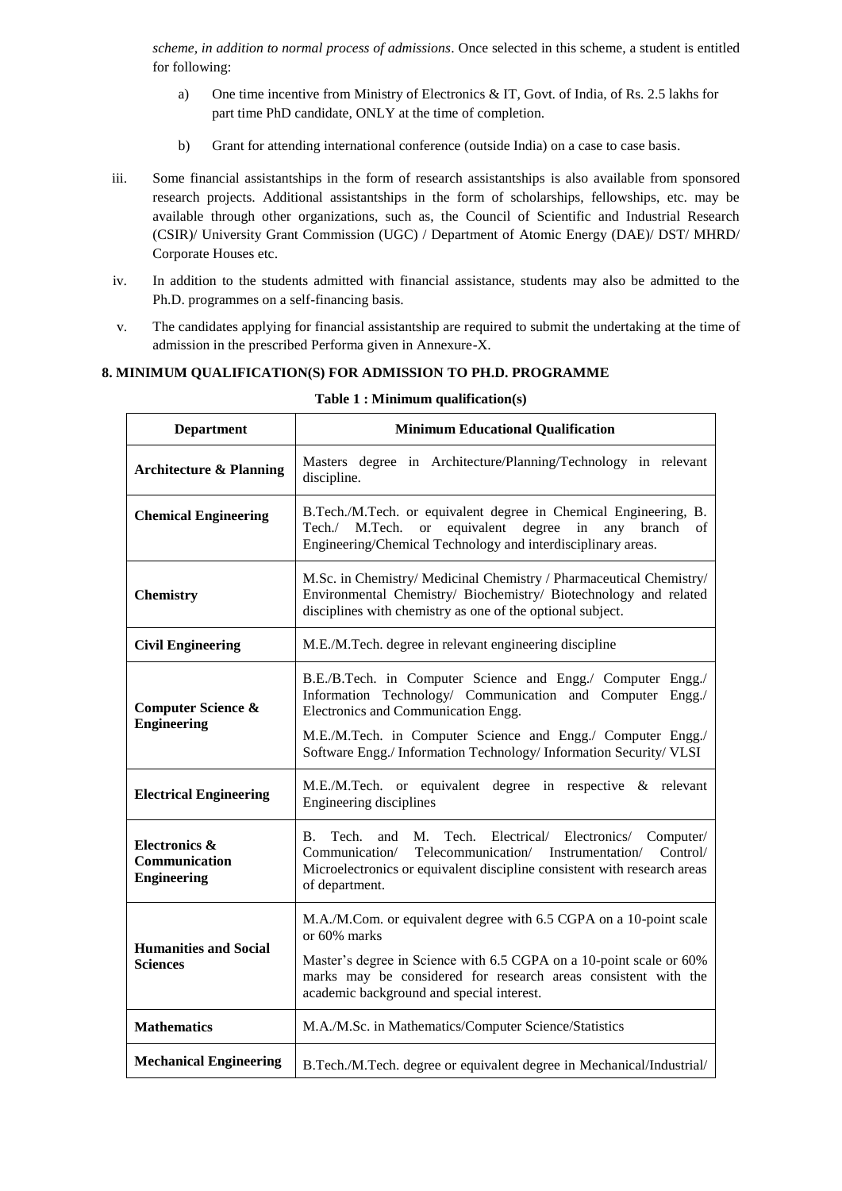*scheme, in addition to normal process of admissions*. Once selected in this scheme, a student is entitled for following:

a) One time incentive from Ministry of Electronics & IT, Govt. of India, of Rs. 2.5 lakhs for part time PhD candidate, ONLY at the time of completion.

b) Grant for attending international conference (outside India) on a case to case basis.

iii. Some financial assistantships in the form of research assistantships is also available from sponsored research projects. Additional assistantships in the form of scholarships, fellowships, etc. may be available through other organizations, such as, the Council of Scientific and Industrial Research (CSIR)/ University Grant Commission (UGC) / Department of Atomic Energy (DAE)/ DST/ MHRD/ Corporate Houses etc.

iv. In addition to the students admitted with financial assistance, students may also be admitted to the Ph.D. programmes on a self-financing basis.

v. The candidates applying for financial assistantship are required to submit the undertaking at the time of admission in the prescribed Performa given in Annexure-X.

## 8. MINIMUM QUALIFICATION(S) FOR ADMISSION TO PH.D. PROGRAMME

**Table 1 : Minimum qualification(s)**

| Department | Minimum Educational Qualification |
|---|---|
| **Architecture & Planning** | Masters degree in Architecture/Planning/Technology in relevant discipline. |
| **Chemical Engineering** | B.Tech./M.Tech. or equivalent degree in Chemical Engineering, B. Tech./ M.Tech. or equivalent degree in any branch of Engineering/Chemical Technology and interdisciplinary areas. |
| **Chemistry** | M.Sc. in Chemistry/ Medicinal Chemistry / Pharmaceutical Chemistry/ Environmental Chemistry/ Biochemistry/ Biotechnology and related disciplines with chemistry as one of the optional subject. |
| **Civil Engineering** | M.E./M.Tech. degree in relevant engineering discipline |
| **Computer Science & Engineering** | B.E./B.Tech. in Computer Science and Engg./ Computer Engg./ Information Technology/ Communication and Computer Engg./ Electronics and Communication Engg.<br><br>M.E./M.Tech. in Computer Science and Engg./ Computer Engg./ Software Engg./ Information Technology/ Information Security/ VLSI |
| **Electrical Engineering** | M.E./M.Tech. or equivalent degree in respective & relevant Engineering disciplines |
| **Electronics & Communication Engineering** | B. Tech. and M. Tech. Electrical/ Electronics/ Computer/ Communication/ Telecommunication/ Instrumentation/ Control/ Microelectronics or equivalent discipline consistent with research areas of department. |
| **Humanities and Social Sciences** | M.A./M.Com. or equivalent degree with 6.5 CGPA on a 10-point scale or 60% marks<br><br>Master's degree in Science with 6.5 CGPA on a 10-point scale or 60% marks may be considered for research areas consistent with the academic background and special interest. |
| **Mathematics** | M.A./M.Sc. in Mathematics/Computer Science/Statistics |
| **Mechanical Engineering** | B.Tech./M.Tech. degree or equivalent degree in Mechanical/Industrial/ |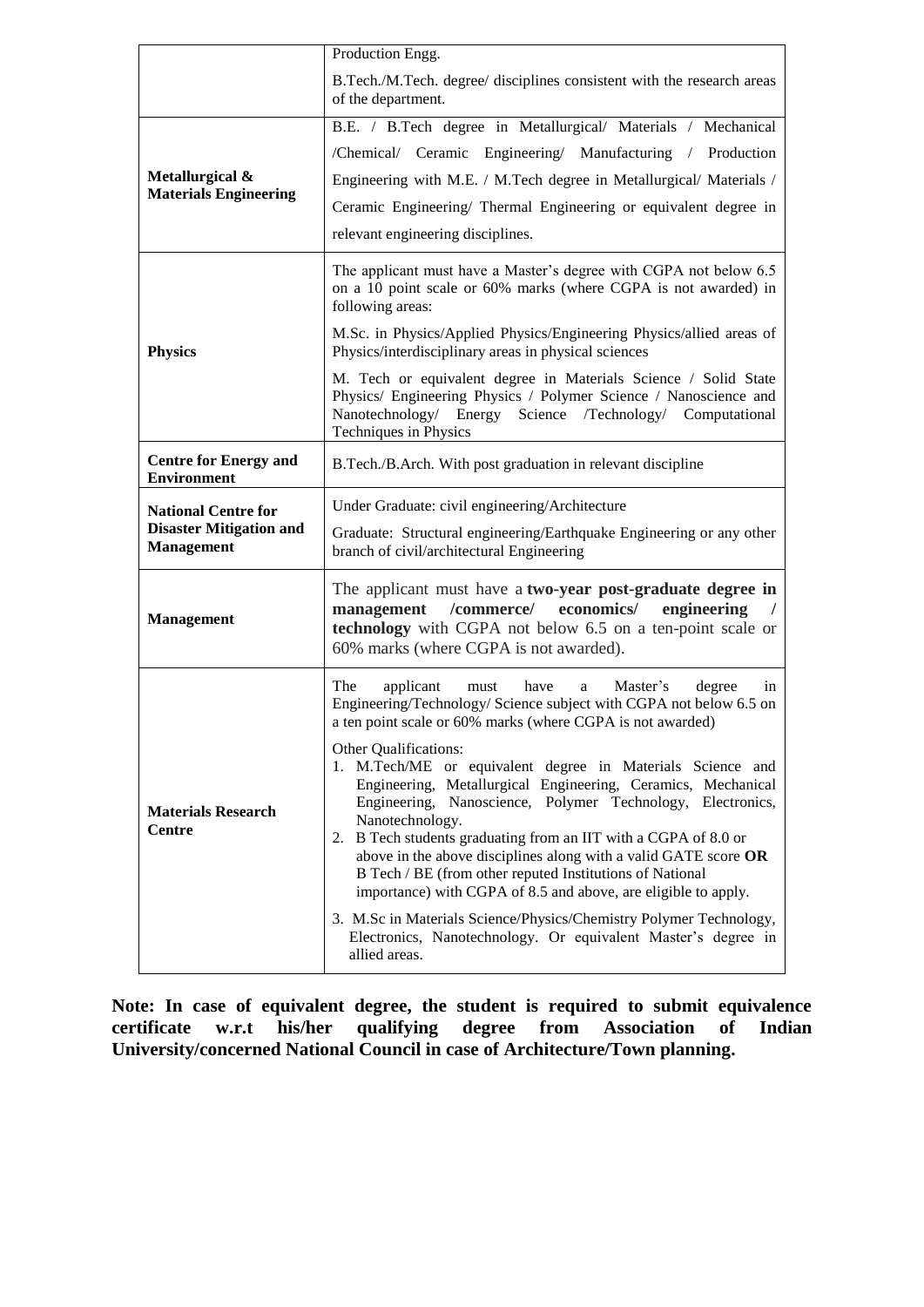| | |
|---|---|
| | Production Engg.<br>B.Tech./M.Tech. degree/ disciplines consistent with the research areas of the department. |
| **Metallurgical & Materials Engineering** | B.E. / B.Tech degree in Metallurgical/ Materials / Mechanical /Chemical/ Ceramic Engineering/ Manufacturing / Production Engineering with M.E. / M.Tech degree in Metallurgical/ Materials / Ceramic Engineering/ Thermal Engineering or equivalent degree in relevant engineering disciplines. |
| **Physics** | The applicant must have a Master's degree with CGPA not below 6.5 on a 10 point scale or 60% marks (where CGPA is not awarded) in following areas:<br>M.Sc. in Physics/Applied Physics/Engineering Physics/allied areas of Physics/interdisciplinary areas in physical sciences<br>M. Tech or equivalent degree in Materials Science / Solid State Physics/ Engineering Physics / Polymer Science / Nanoscience and Nanotechnology/ Energy Science /Technology/ Computational Techniques in Physics |
| **Centre for Energy and Environment** | B.Tech./B.Arch. With post graduation in relevant discipline |
| **National Centre for Disaster Mitigation and Management** | Under Graduate: civil engineering/Architecture<br>Graduate: Structural engineering/Earthquake Engineering or any other branch of civil/architectural Engineering |
| **Management** | The applicant must have a **two-year post-graduate degree in management /commerce/ economics/ engineering / technology** with CGPA not below 6.5 on a ten-point scale or 60% marks (where CGPA is not awarded). |
| **Materials Research Centre** | The applicant must have a Master's degree in Engineering/Technology/ Science subject with CGPA not below 6.5 on a ten point scale or 60% marks (where CGPA is not awarded)<br>Other Qualifications:<br>1. M.Tech/ME or equivalent degree in Materials Science and Engineering, Metallurgical Engineering, Ceramics, Mechanical Engineering, Nanoscience, Polymer Technology, Electronics, Nanotechnology.<br>2. B Tech students graduating from an IIT with a CGPA of 8.0 or above in the above disciplines along with a valid GATE score **OR** B Tech / BE (from other reputed Institutions of National importance) with CGPA of 8.5 and above, are eligible to apply.<br>3. M.Sc in Materials Science/Physics/Chemistry Polymer Technology, Electronics, Nanotechnology. Or equivalent Master's degree in allied areas. |

**Note: In case of equivalent degree, the student is required to submit equivalence certificate w.r.t his/her qualifying degree from Association of Indian University/concerned National Council in case of Architecture/Town planning.**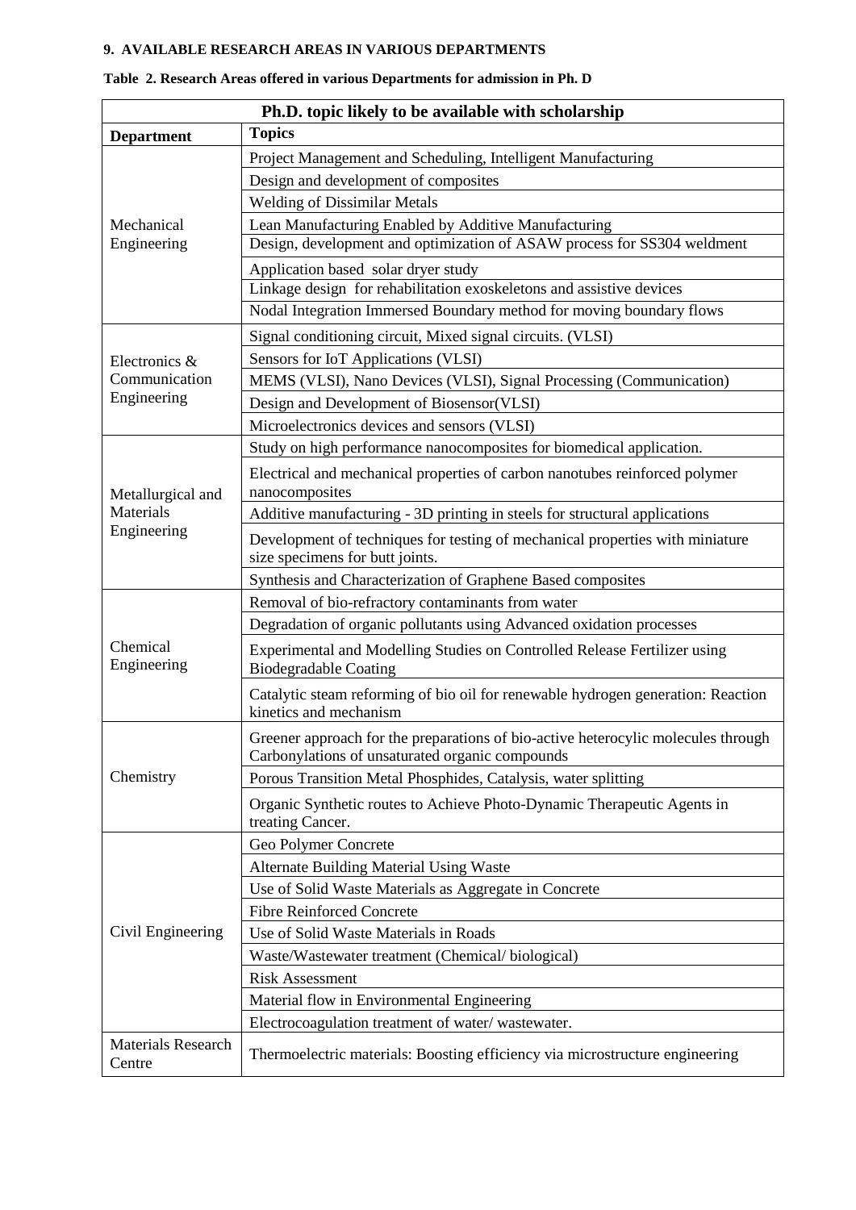**9. AVAILABLE RESEARCH AREAS IN VARIOUS DEPARTMENTS**

**Table 2. Research Areas offered in various Departments for admission in Ph. D**

| Ph.D. topic likely to be available with scholarship | |
|---|---|
| **Department** | **Topics** |
| Mechanical Engineering | Project Management and Scheduling, Intelligent Manufacturing |
| | Design and development of composites |
| | Welding of Dissimilar Metals |
| | Lean Manufacturing Enabled by Additive Manufacturing |
| | Design, development and optimization of ASAW process for SS304 weldment |
| | Application based solar dryer study |
| | Linkage design for rehabilitation exoskeletons and assistive devices |
| | Nodal Integration Immersed Boundary method for moving boundary flows |
| Electronics & Communication Engineering | Signal conditioning circuit, Mixed signal circuits. (VLSI) |
| | Sensors for IoT Applications (VLSI) |
| | MEMS (VLSI), Nano Devices (VLSI), Signal Processing (Communication) |
| | Design and Development of Biosensor(VLSI) |
| | Microelectronics devices and sensors (VLSI) |
| Metallurgical and Materials Engineering | Study on high performance nanocomposites for biomedical application. |
| | Electrical and mechanical properties of carbon nanotubes reinforced polymer nanocomposites |
| | Additive manufacturing - 3D printing in steels for structural applications |
| | Development of techniques for testing of mechanical properties with miniature size specimens for butt joints. |
| | Synthesis and Characterization of Graphene Based composites |
| Chemical Engineering | Removal of bio-refractory contaminants from water |
| | Degradation of organic pollutants using Advanced oxidation processes |
| | Experimental and Modelling Studies on Controlled Release Fertilizer using Biodegradable Coating |
| | Catalytic steam reforming of bio oil for renewable hydrogen generation: Reaction kinetics and mechanism |
| Chemistry | Greener approach for the preparations of bio-active heterocylic molecules through Carbonylations of unsaturated organic compounds |
| | Porous Transition Metal Phosphides, Catalysis, water splitting |
| | Organic Synthetic routes to Achieve Photo-Dynamic Therapeutic Agents in treating Cancer. |
| Civil Engineering | Geo Polymer Concrete |
| | Alternate Building Material Using Waste |
| | Use of Solid Waste Materials as Aggregate in Concrete |
| | Fibre Reinforced Concrete |
| | Use of Solid Waste Materials in Roads |
| | Waste/Wastewater treatment (Chemical/ biological) |
| | Risk Assessment |
| | Material flow in Environmental Engineering |
| | Electrocoagulation treatment of water/ wastewater. |
| Materials Research Centre | Thermoelectric materials: Boosting efficiency via microstructure engineering |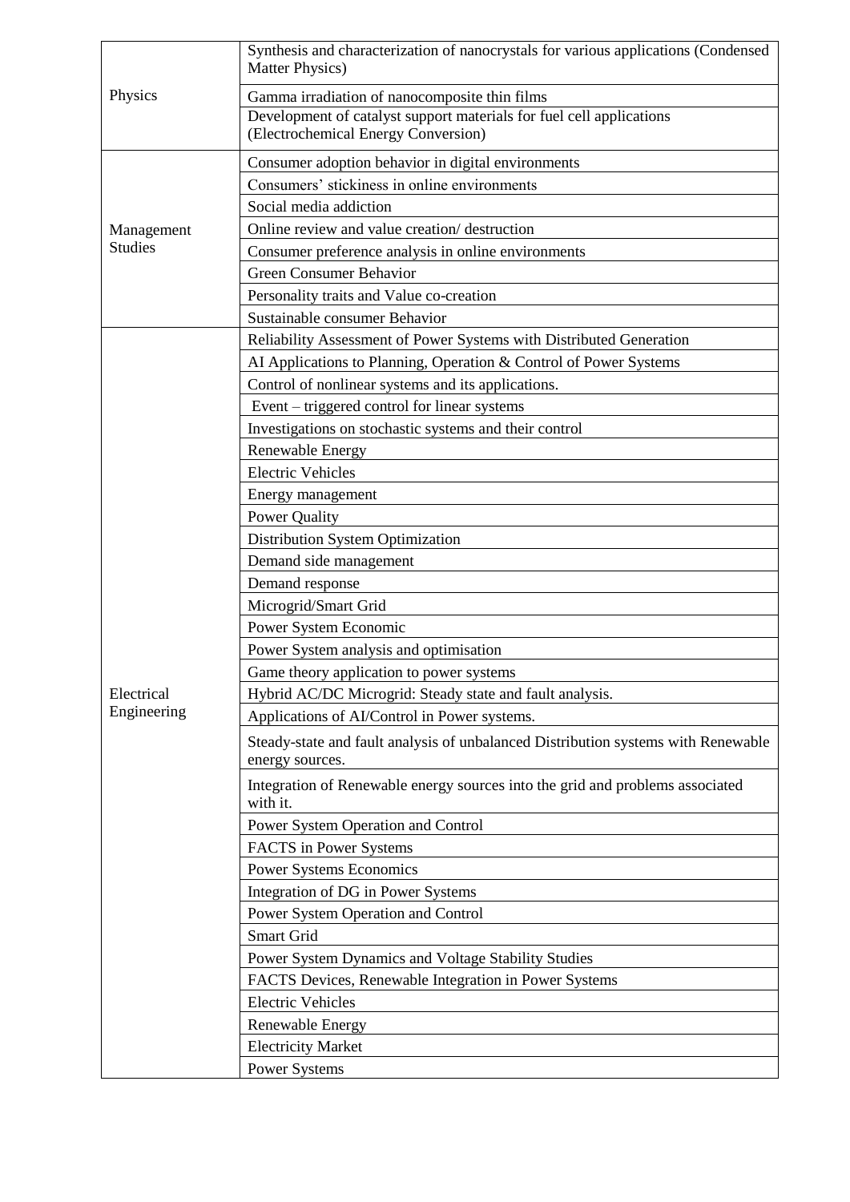| | |
|---|---|
| Physics | Synthesis and characterization of nanocrystals for various applications (Condensed Matter Physics) |
| | Gamma irradiation of nanocomposite thin films |
| | Development of catalyst support materials for fuel cell applications (Electrochemical Energy Conversion) |
| Management Studies | Consumer adoption behavior in digital environments |
| | Consumers' stickiness in online environments |
| | Social media addiction |
| | Online review and value creation/ destruction |
| | Consumer preference analysis in online environments |
| | Green Consumer Behavior |
| | Personality traits and Value co-creation |
| | Sustainable consumer Behavior |
| Electrical Engineering | Reliability Assessment of Power Systems with Distributed Generation |
| | AI Applications to Planning, Operation & Control of Power Systems |
| | Control of nonlinear systems and its applications. |
| | Event – triggered control for linear systems |
| | Investigations on stochastic systems and their control |
| | Renewable Energy |
| | Electric Vehicles |
| | Energy management |
| | Power Quality |
| | Distribution System Optimization |
| | Demand side management |
| | Demand response |
| | Microgrid/Smart Grid |
| | Power System Economic |
| | Power System analysis and optimisation |
| | Game theory application to power systems |
| | Hybrid AC/DC Microgrid: Steady state and fault analysis. |
| | Applications of AI/Control in Power systems. |
| | Steady-state and fault analysis of unbalanced Distribution systems with Renewable energy sources. |
| | Integration of Renewable energy sources into the grid and problems associated with it. |
| | Power System Operation and Control |
| | FACTS in Power Systems |
| | Power Systems Economics |
| | Integration of DG in Power Systems |
| | Power System Operation and Control |
| | Smart Grid |
| | Power System Dynamics and Voltage Stability Studies |
| | FACTS Devices, Renewable Integration in Power Systems |
| | Electric Vehicles |
| | Renewable Energy |
| | Electricity Market |
| | Power Systems |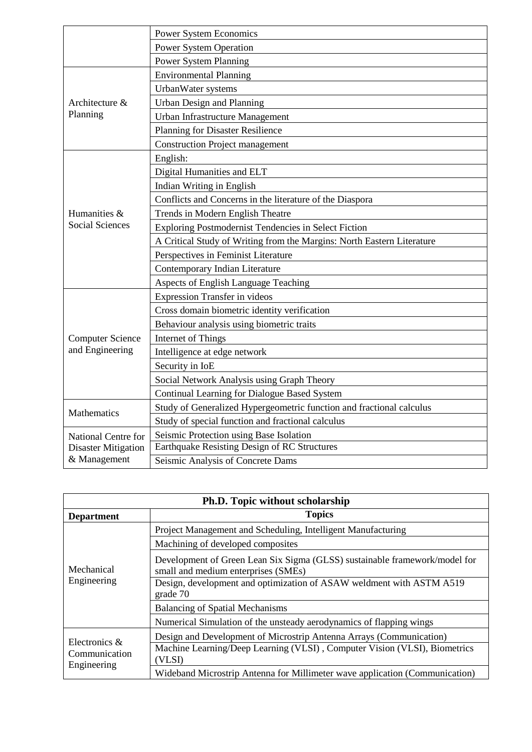| | |
|---|---|
| | Power System Economics |
| | Power System Operation |
| | Power System Planning |
| Architecture & Planning | Environmental Planning |
| | UrbanWater systems |
| | Urban Design and Planning |
| | Urban Infrastructure Management |
| | Planning for Disaster Resilience |
| | Construction Project management |
| Humanities & Social Sciences | English: |
| | Digital Humanities and ELT |
| | Indian Writing in English |
| | Conflicts and Concerns in the literature of the Diaspora |
| | Trends in Modern English Theatre |
| | Exploring Postmodernist Tendencies in Select Fiction |
| | A Critical Study of Writing from the Margins: North Eastern Literature |
| | Perspectives in Feminist Literature |
| | Contemporary Indian Literature |
| | Aspects of English Language Teaching |
| Computer Science and Engineering | Expression Transfer in videos |
| | Cross domain biometric identity verification |
| | Behaviour analysis using biometric traits |
| | Internet of Things |
| | Intelligence at edge network |
| | Security in IoE |
| | Social Network Analysis using Graph Theory |
| | Continual Learning for Dialogue Based System |
| Mathematics | Study of Generalized Hypergeometric function and fractional calculus |
| | Study of special function and fractional calculus |
| National Centre for Disaster Mitigation & Management | Seismic Protection using Base Isolation |
| | Earthquake Resisting Design of RC Structures |
| | Seismic Analysis of Concrete Dams |

**Ph.D. Topic without scholarship**

| Department | Topics |
|---|---|
| Mechanical Engineering | Project Management and Scheduling, Intelligent Manufacturing |
| | Machining of developed composites |
| | Development of Green Lean Six Sigma (GLSS) sustainable framework/model for small and medium enterprises (SMEs) |
| | Design, development and optimization of ASAW weldment with ASTM A519 grade 70 |
| | Balancing of Spatial Mechanisms |
| | Numerical Simulation of the unsteady aerodynamics of flapping wings |
| Electronics & Communication Engineering | Design and Development of Microstrip Antenna Arrays (Communication) |
| | Machine Learning/Deep Learning (VLSI) , Computer Vision (VLSI), Biometrics (VLSI) |
| | Wideband Microstrip Antenna for Millimeter wave application (Communication) |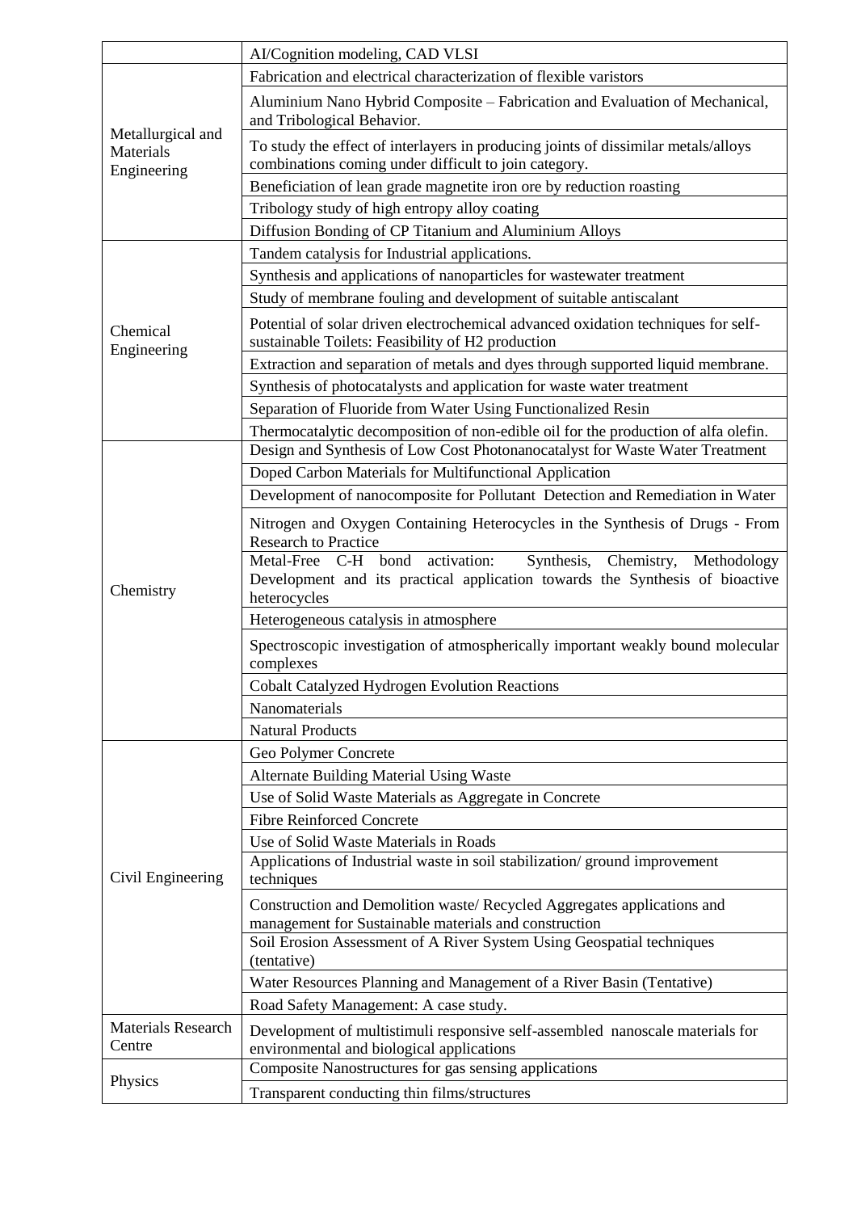| | |
|---|---|
| | AI/Cognition modeling, CAD VLSI |
| Metallurgical and Materials Engineering | Fabrication and electrical characterization of flexible varistors |
| | Aluminium Nano Hybrid Composite – Fabrication and Evaluation of Mechanical, and Tribological Behavior. |
| | To study the effect of interlayers in producing joints of dissimilar metals/alloys combinations coming under difficult to join category. |
| | Beneficiation of lean grade magnetite iron ore by reduction roasting |
| | Tribology study of high entropy alloy coating |
| | Diffusion Bonding of CP Titanium and Aluminium Alloys |
| Chemical Engineering | Tandem catalysis for Industrial applications. |
| | Synthesis and applications of nanoparticles for wastewater treatment |
| | Study of membrane fouling and development of suitable antiscalant |
| | Potential of solar driven electrochemical advanced oxidation techniques for self-sustainable Toilets: Feasibility of H2 production |
| | Extraction and separation of metals and dyes through supported liquid membrane. |
| | Synthesis of photocatalysts and application for waste water treatment |
| | Separation of Fluoride from Water Using Functionalized Resin |
| | Thermocatalytic decomposition of non-edible oil for the production of alfa olefin. |
| Chemistry | Design and Synthesis of Low Cost Photonanocatalyst for Waste Water Treatment |
| | Doped Carbon Materials for Multifunctional Application |
| | Development of nanocomposite for Pollutant Detection and Remediation in Water |
| | Nitrogen and Oxygen Containing Heterocycles in the Synthesis of Drugs - From Research to Practice |
| | Metal-Free C-H bond activation: Synthesis, Chemistry, Methodology Development and its practical application towards the Synthesis of bioactive heterocycles |
| | Heterogeneous catalysis in atmosphere |
| | Spectroscopic investigation of atmospherically important weakly bound molecular complexes |
| | Cobalt Catalyzed Hydrogen Evolution Reactions |
| | Nanomaterials |
| | Natural Products |
| Civil Engineering | Geo Polymer Concrete |
| | Alternate Building Material Using Waste |
| | Use of Solid Waste Materials as Aggregate in Concrete |
| | Fibre Reinforced Concrete |
| | Use of Solid Waste Materials in Roads |
| | Applications of Industrial waste in soil stabilization/ ground improvement techniques |
| | Construction and Demolition waste/ Recycled Aggregates applications and management for Sustainable materials and construction |
| | Soil Erosion Assessment of A River System Using Geospatial techniques (tentative) |
| | Water Resources Planning and Management of a River Basin (Tentative) |
| | Road Safety Management: A case study. |
| Materials Research Centre | Development of multistimuli responsive self-assembled nanoscale materials for environmental and biological applications |
| Physics | Composite Nanostructures for gas sensing applications |
| | Transparent conducting thin films/structures |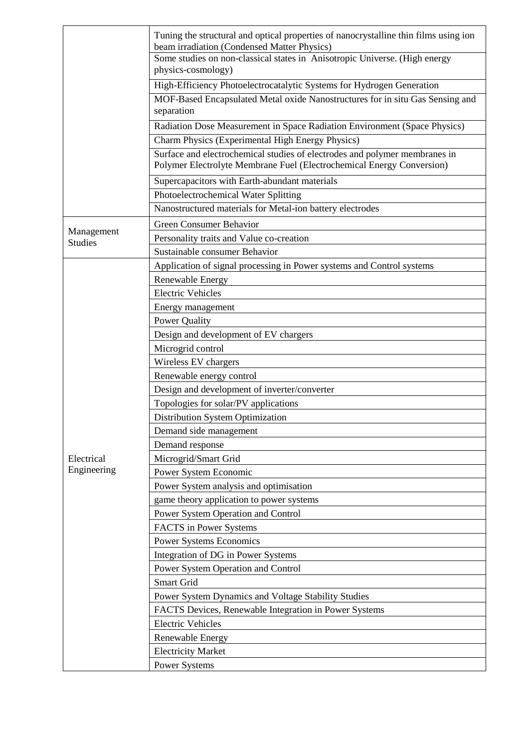| | |
|---|---|
| | Tuning the structural and optical properties of nanocrystalline thin films using ion beam irradiation (Condensed Matter Physics) |
| | Some studies on non-classical states in Anisotropic Universe. (High energy physics-cosmology) |
| | High-Efficiency Photoelectrocatalytic Systems for Hydrogen Generation |
| | MOF-Based Encapsulated Metal oxide Nanostructures for in situ Gas Sensing and separation |
| | Radiation Dose Measurement in Space Radiation Environment (Space Physics) |
| | Charm Physics (Experimental High Energy Physics) |
| | Surface and electrochemical studies of electrodes and polymer membranes in Polymer Electrolyte Membrane Fuel (Electrochemical Energy Conversion) |
| | Supercapacitors with Earth-abundant materials |
| | Photoelectrochemical Water Splitting |
| | Nanostructured materials for Metal-ion battery electrodes |
| Management Studies | Green Consumer Behavior |
| | Personality traits and Value co-creation |
| | Sustainable consumer Behavior |
| Electrical Engineering | Application of signal processing in Power systems and Control systems |
| | Renewable Energy |
| | Electric Vehicles |
| | Energy management |
| | Power Quality |
| | Design and development of EV chargers |
| | Microgrid control |
| | Wireless EV chargers |
| | Renewable energy control |
| | Design and development of inverter/converter |
| | Topologies for solar/PV applications |
| | Distribution System Optimization |
| | Demand side management |
| | Demand response |
| | Microgrid/Smart Grid |
| | Power System Economic |
| | Power System analysis and optimisation |
| | game theory application to power systems |
| | Power System Operation and Control |
| | FACTS in Power Systems |
| | Power Systems Economics |
| | Integration of DG in Power Systems |
| | Power System Operation and Control |
| | Smart Grid |
| | Power System Dynamics and Voltage Stability Studies |
| | FACTS Devices, Renewable Integration in Power Systems |
| | Electric Vehicles |
| | Renewable Energy |
| | Electricity Market |
| | Power Systems |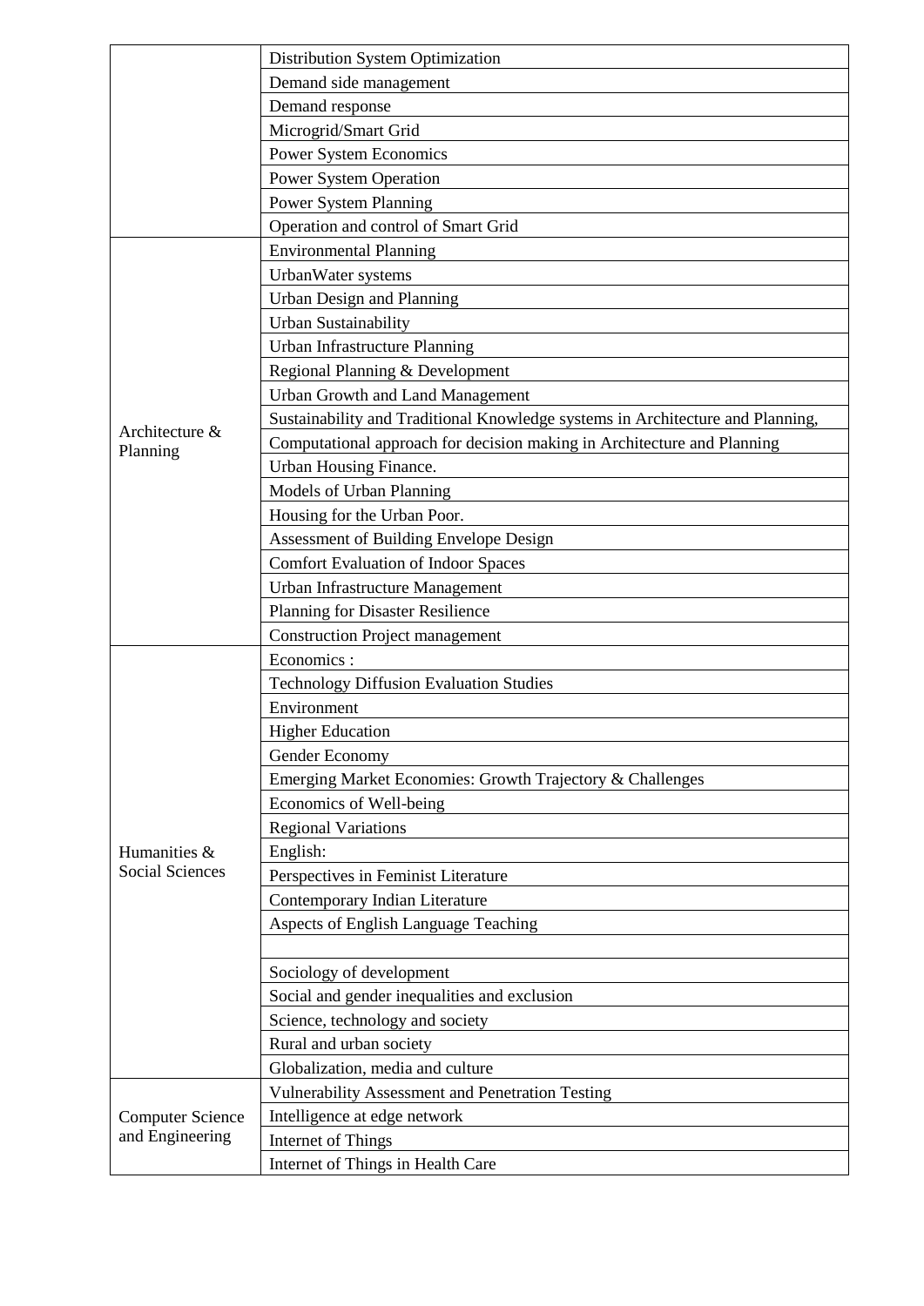| | |
|---|---|
| | Distribution System Optimization |
| | Demand side management |
| | Demand response |
| | Microgrid/Smart Grid |
| | Power System Economics |
| | Power System Operation |
| | Power System Planning |
| | Operation and control of Smart Grid |
| Architecture & Planning | Environmental Planning |
| | UrbanWater systems |
| | Urban Design and Planning |
| | Urban Sustainability |
| | Urban Infrastructure Planning |
| | Regional Planning & Development |
| | Urban Growth and Land Management |
| | Sustainability and Traditional Knowledge systems in Architecture and Planning, |
| | Computational approach for decision making in Architecture and Planning |
| | Urban Housing Finance. |
| | Models of Urban Planning |
| | Housing for the Urban Poor. |
| | Assessment of Building Envelope Design |
| | Comfort Evaluation of Indoor Spaces |
| | Urban Infrastructure Management |
| | Planning for Disaster Resilience |
| | Construction Project management |
| Humanities & Social Sciences | Economics : |
| | Technology Diffusion Evaluation Studies |
| | Environment |
| | Higher Education |
| | Gender Economy |
| | Emerging Market Economies: Growth Trajectory & Challenges |
| | Economics of Well-being |
| | Regional Variations |
| | English: |
| | Perspectives in Feminist Literature |
| | Contemporary Indian Literature |
| | Aspects of English Language Teaching |
| | |
| | Sociology of development |
| | Social and gender inequalities and exclusion |
| | Science, technology and society |
| | Rural and urban society |
| | Globalization, media and culture |
| Computer Science and Engineering | Vulnerability Assessment and Penetration Testing |
| | Intelligence at edge network |
| | Internet of Things |
| | Internet of Things in Health Care |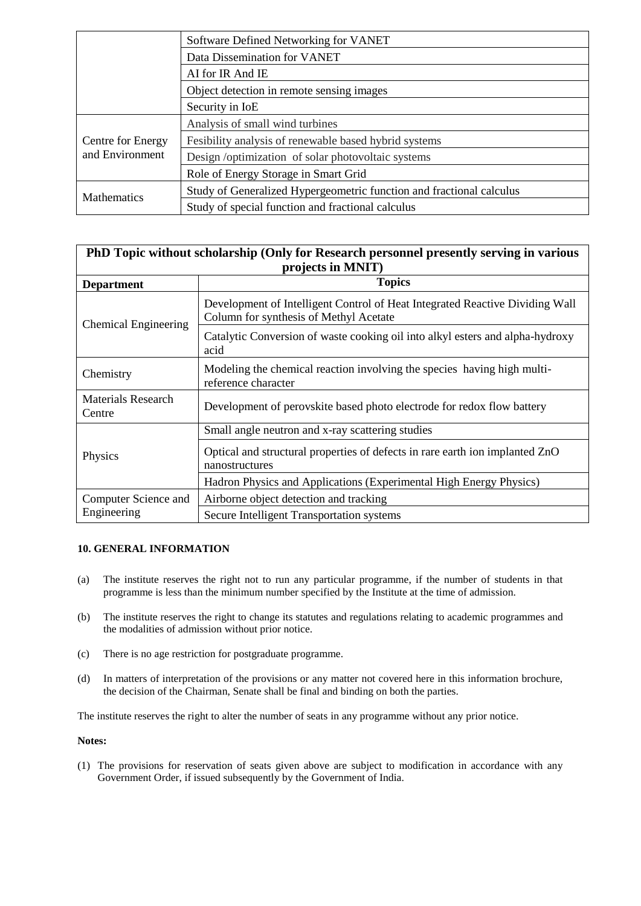| | |
|---|---|
| | Software Defined Networking for VANET |
| | Data Dissemination for VANET |
| | AI for IR And IE |
| | Object detection in remote sensing images |
| | Security in IoE |
| Centre for Energy and Environment | Analysis of small wind turbines |
| | Fesibility analysis of renewable based hybrid systems |
| | Design /optimization of solar photovoltaic systems |
| | Role of Energy Storage in Smart Grid |
| Mathematics | Study of Generalized Hypergeometric function and fractional calculus |
| | Study of special function and fractional calculus |

| **PhD Topic without scholarship (Only for Research personnel presently serving in various projects in MNIT)** | |
|---|---|
| **Department** | **Topics** |
| Chemical Engineering | Development of Intelligent Control of Heat Integrated Reactive Dividing Wall Column for synthesis of Methyl Acetate |
| | Catalytic Conversion of waste cooking oil into alkyl esters and alpha-hydroxy acid |
| Chemistry | Modeling the chemical reaction involving the species having high multi-reference character |
| Materials Research Centre | Development of perovskite based photo electrode for redox flow battery |
| Physics | Small angle neutron and x-ray scattering studies |
| | Optical and structural properties of defects in rare earth ion implanted ZnO nanostructures |
| | Hadron Physics and Applications (Experimental High Energy Physics) |
| Computer Science and Engineering | Airborne object detection and tracking |
| | Secure Intelligent Transportation systems |

**10. GENERAL INFORMATION**

(a) The institute reserves the right not to run any particular programme, if the number of students in that programme is less than the minimum number specified by the Institute at the time of admission.

(b) The institute reserves the right to change its statutes and regulations relating to academic programmes and the modalities of admission without prior notice.

(c) There is no age restriction for postgraduate programme.

(d) In matters of interpretation of the provisions or any matter not covered here in this information brochure, the decision of the Chairman, Senate shall be final and binding on both the parties.

The institute reserves the right to alter the number of seats in any programme without any prior notice.

**Notes:**

(1) The provisions for reservation of seats given above are subject to modification in accordance with any Government Order, if issued subsequently by the Government of India.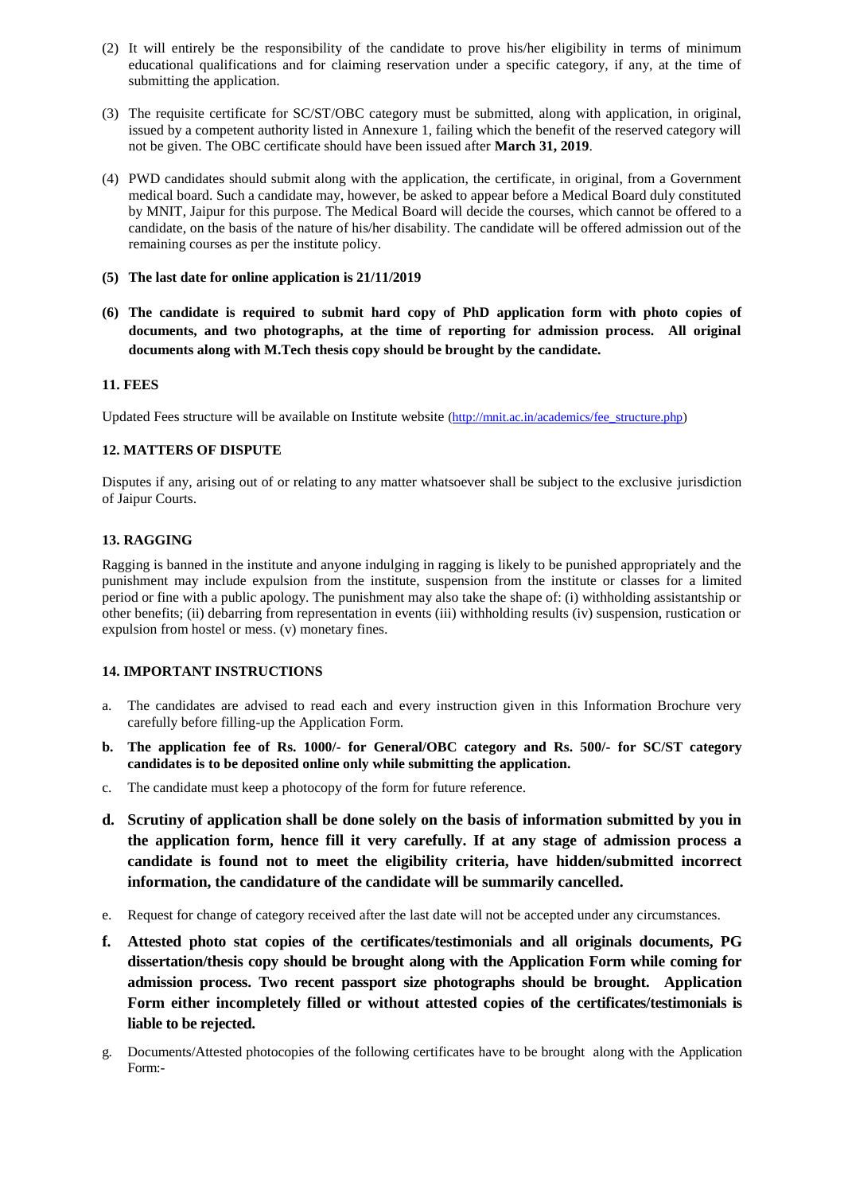(2) It will entirely be the responsibility of the candidate to prove his/her eligibility in terms of minimum educational qualifications and for claiming reservation under a specific category, if any, at the time of submitting the application.

(3) The requisite certificate for SC/ST/OBC category must be submitted, along with application, in original, issued by a competent authority listed in Annexure 1, failing which the benefit of the reserved category will not be given. The OBC certificate should have been issued after **March 31, 2019**.

(4) PWD candidates should submit along with the application, the certificate, in original, from a Government medical board. Such a candidate may, however, be asked to appear before a Medical Board duly constituted by MNIT, Jaipur for this purpose. The Medical Board will decide the courses, which cannot be offered to a candidate, on the basis of the nature of his/her disability. The candidate will be offered admission out of the remaining courses as per the institute policy.

**(5) The last date for online application is 21/11/2019**

**(6) The candidate is required to submit hard copy of PhD application form with photo copies of documents, and two photographs, at the time of reporting for admission process. All original documents along with M.Tech thesis copy should be brought by the candidate.**

### 11. FEES

Updated Fees structure will be available on Institute website (http://mnit.ac.in/academics/fee_structure.php)

### 12. MATTERS OF DISPUTE

Disputes if any, arising out of or relating to any matter whatsoever shall be subject to the exclusive jurisdiction of Jaipur Courts.

### 13. RAGGING

Ragging is banned in the institute and anyone indulging in ragging is likely to be punished appropriately and the punishment may include expulsion from the institute, suspension from the institute or classes for a limited period or fine with a public apology. The punishment may also take the shape of: (i) withholding assistantship or other benefits; (ii) debarring from representation in events (iii) withholding results (iv) suspension, rustication or expulsion from hostel or mess. (v) monetary fines.

### 14. IMPORTANT INSTRUCTIONS

a. The candidates are advised to read each and every instruction given in this Information Brochure very carefully before filling-up the Application Form.

**b. The application fee of Rs. 1000/- for General/OBC category and Rs. 500/- for SC/ST category candidates is to be deposited online only while submitting the application.**

c. The candidate must keep a photocopy of the form for future reference.

**d. Scrutiny of application shall be done solely on the basis of information submitted by you in the application form, hence fill it very carefully. If at any stage of admission process a candidate is found not to meet the eligibility criteria, have hidden/submitted incorrect information, the candidature of the candidate will be summarily cancelled.**

e. Request for change of category received after the last date will not be accepted under any circumstances.

**f. Attested photo stat copies of the certificates/testimonials and all originals documents, PG dissertation/thesis copy should be brought along with the Application Form while coming for admission process. Two recent passport size photographs should be brought. Application Form either incompletely filled or without attested copies of the certificates/testimonials is liable to be rejected.**

g. Documents/Attested photocopies of the following certificates have to be brought along with the Application Form:-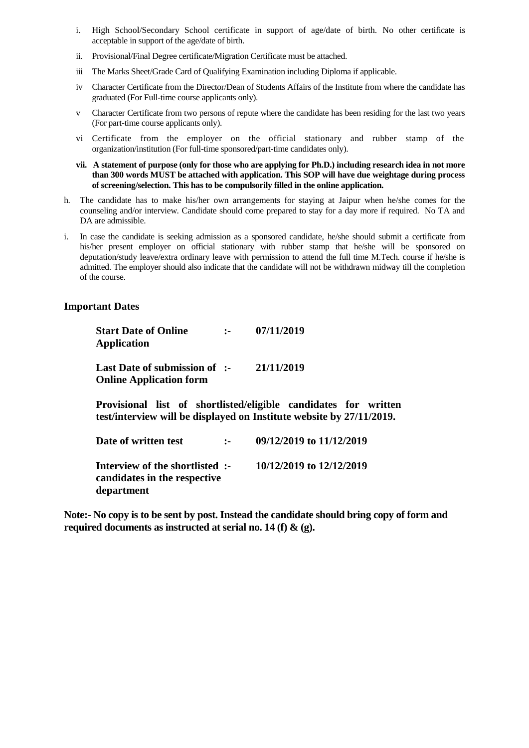i. High School/Secondary School certificate in support of age/date of birth. No other certificate is acceptable in support of the age/date of birth.

ii. Provisional/Final Degree certificate/Migration Certificate must be attached.

iii The Marks Sheet/Grade Card of Qualifying Examination including Diploma if applicable.

iv Character Certificate from the Director/Dean of Students Affairs of the Institute from where the candidate has graduated (For Full-time course applicants only).

v Character Certificate from two persons of repute where the candidate has been residing for the last two years (For part-time course applicants only).

vi Certificate from the employer on the official stationary and rubber stamp of the organization/institution (For full-time sponsored/part-time candidates only).

**vii. A statement of purpose (only for those who are applying for Ph.D.) including research idea in not more than 300 words MUST be attached with application. This SOP will have due weightage during process of screening/selection. This has to be compulsorily filled in the online application.**

h. The candidate has to make his/her own arrangements for staying at Jaipur when he/she comes for the counseling and/or interview. Candidate should come prepared to stay for a day more if required. No TA and DA are admissible.

i. In case the candidate is seeking admission as a sponsored candidate, he/she should submit a certificate from his/her present employer on official stationary with rubber stamp that he/she will be sponsored on deputation/study leave/extra ordinary leave with permission to attend the full time M.Tech. course if he/she is admitted. The employer should also indicate that the candidate will not be withdrawn midway till the completion of the course.

## Important Dates

**Start Date of Online Application :- 07/11/2019**

**Last Date of submission of Online Application form :- 21/11/2019**

**Provisional list of shortlisted/eligible candidates for written test/interview will be displayed on Institute website by 27/11/2019.**

**Date of written test :- 09/12/2019 to 11/12/2019**

**Interview of the shortlisted candidates in the respective department :- 10/12/2019 to 12/12/2019**

**Note:- No copy is to be sent by post. Instead the candidate should bring copy of form and required documents as instructed at serial no. 14 (f) & (g).**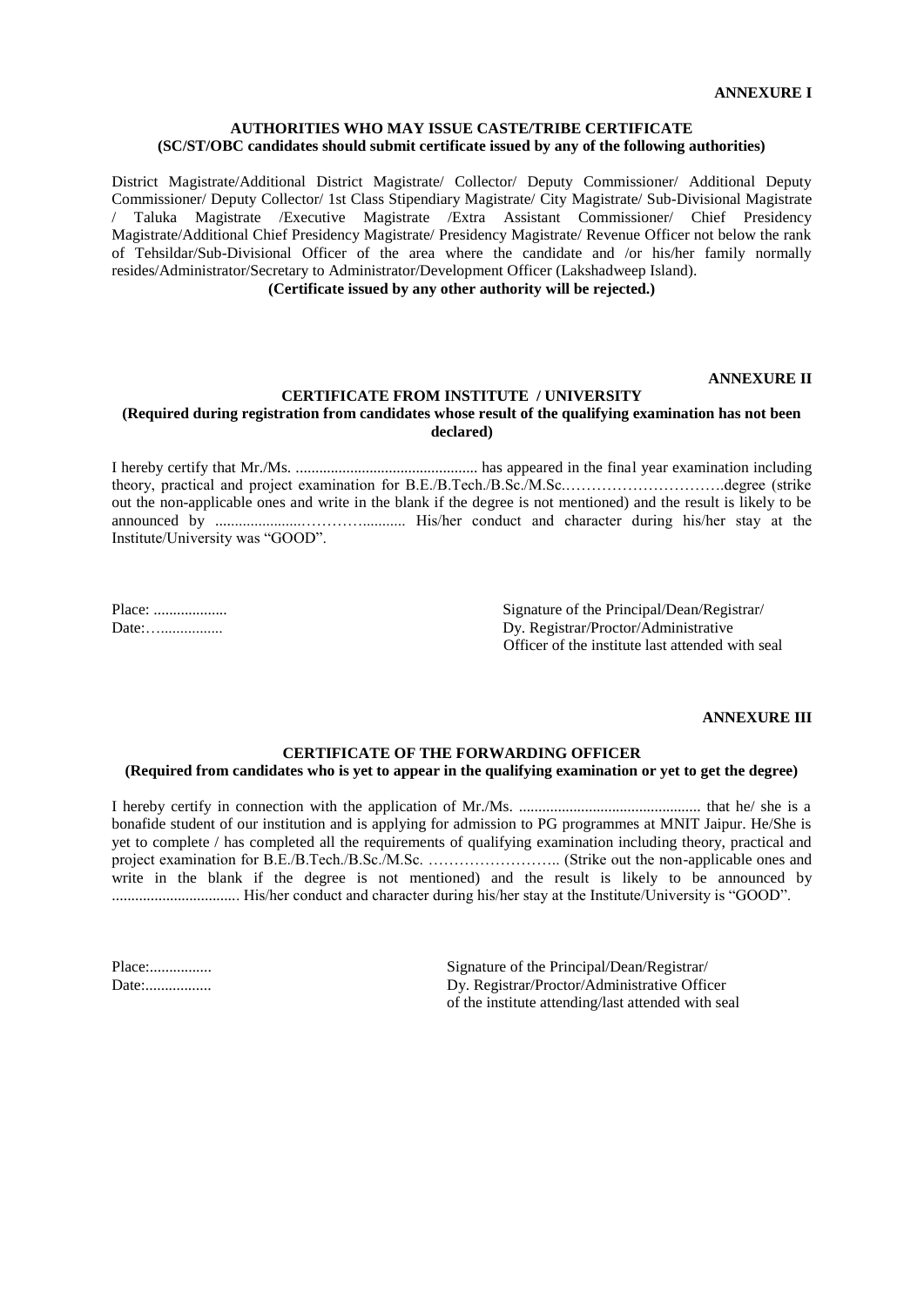**ANNEXURE I**

## AUTHORITIES WHO MAY ISSUE CASTE/TRIBE CERTIFICATE
**(SC/ST/OBC candidates should submit certificate issued by any of the following authorities)**

District Magistrate/Additional District Magistrate/ Collector/ Deputy Commissioner/ Additional Deputy Commissioner/ Deputy Collector/ 1st Class Stipendiary Magistrate/ City Magistrate/ Sub-Divisional Magistrate / Taluka Magistrate /Executive Magistrate /Extra Assistant Commissioner/ Chief Presidency Magistrate/Additional Chief Presidency Magistrate/ Presidency Magistrate/ Revenue Officer not below the rank of Tehsildar/Sub-Divisional Officer of the area where the candidate and /or his/her family normally resides/Administrator/Secretary to Administrator/Development Officer (Lakshadweep Island).

**(Certificate issued by any other authority will be rejected.)**

**ANNEXURE II**

## CERTIFICATE FROM INSTITUTE / UNIVERSITY
**(Required during registration from candidates whose result of the qualifying examination has not been declared)**

I hereby certify that Mr./Ms. ............................................... has appeared in the final year examination including theory, practical and project examination for B.E./B.Tech./B.Sc./M.Sc.………………………….degree (strike out the non-applicable ones and write in the blank if the degree is not mentioned) and the result is likely to be announced by ......................……….......... His/her conduct and character during his/her stay at the Institute/University was "GOOD".

Place: ...................

Date:…................

Signature of the Principal/Dean/Registrar/ Dy. Registrar/Proctor/Administrative Officer of the institute last attended with seal

**ANNEXURE III**

## CERTIFICATE OF THE FORWARDING OFFICER
**(Required from candidates who is yet to appear in the qualifying examination or yet to get the degree)**

I hereby certify in connection with the application of Mr./Ms. .............................................. that he/ she is a bonafide student of our institution and is applying for admission to PG programmes at MNIT Jaipur. He/She is yet to complete / has completed all the requirements of qualifying examination including theory, practical and project examination for B.E./B.Tech./B.Sc./M.Sc. …………………….. (Strike out the non-applicable ones and write in the blank if the degree is not mentioned) and the result is likely to be announced by ................................ His/her conduct and character during his/her stay at the Institute/University is "GOOD".

Place:................

Date:.................

Signature of the Principal/Dean/Registrar/ Dy. Registrar/Proctor/Administrative Officer of the institute attending/last attended with seal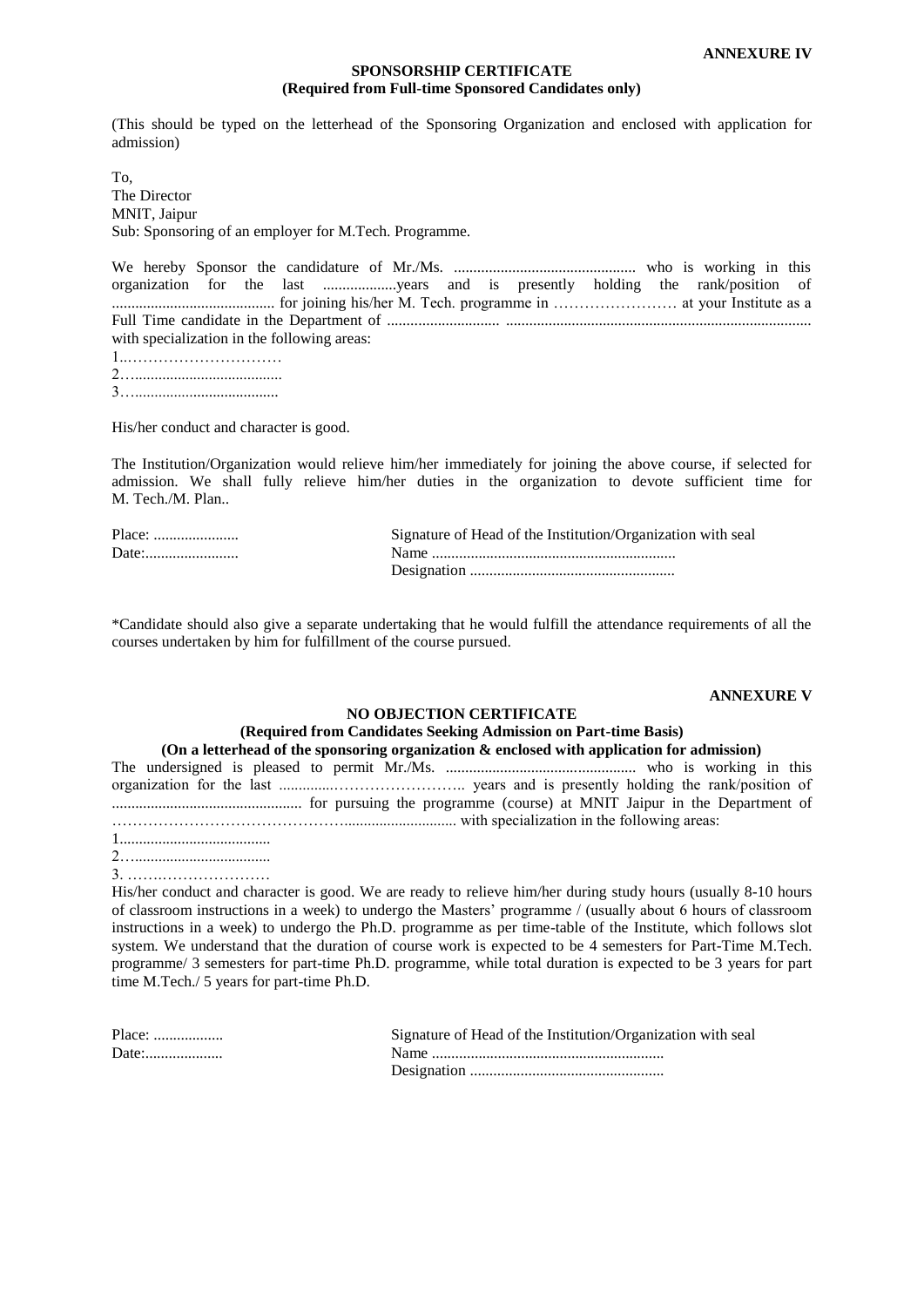**ANNEXURE IV**

## SPONSORSHIP CERTIFICATE
**(Required from Full-time Sponsored Candidates only)**

(This should be typed on the letterhead of the Sponsoring Organization and enclosed with application for admission)

To,
The Director
MNIT, Jaipur
Sub: Sponsoring of an employer for M.Tech. Programme.

We hereby Sponsor the candidature of Mr./Ms. ............................................... who is working in this organization for the last ...................years and is presently holding the rank/position of .......................................... for joining his/her M. Tech. programme in …………………… at your Institute as a Full Time candidate in the Department of ............................. .............................................................................. with specialization in the following areas:

1..…………………………
2….....................................
3…....................................

His/her conduct and character is good.

The Institution/Organization would relieve him/her immediately for joining the above course, if selected for admission. We shall fully relieve him/her duties in the organization to devote sufficient time for M. Tech./M. Plan..

Place: ......................
Date:........................

Signature of Head of the Institution/Organization with seal
Name ...............................................................
Designation .....................................................

*Candidate should also give a separate undertaking that he would fulfill the attendance requirements of all the courses undertaken by him for fulfillment of the course pursued.

**ANNEXURE V**

## NO OBJECTION CERTIFICATE
**(Required from Candidates Seeking Admission on Part-time Basis)**
**(On a letterhead of the sponsoring organization & enclosed with application for admission)**

The undersigned is pleased to permit Mr./Ms. ................................................. who is working in this organization for the last .............…………………….. years and is presently holding the rank/position of ................................................. for pursuing the programme (course) at MNIT Jaipur in the Department of ……………………………………............................ with specialization in the following areas:

1.......................................
2…..................................
3. ………………………

His/her conduct and character is good. We are ready to relieve him/her during study hours (usually 8-10 hours of classroom instructions in a week) to undergo the Masters' programme / (usually about 6 hours of classroom instructions in a week) to undergo the Ph.D. programme as per time-table of the Institute, which follows slot system. We understand that the duration of course work is expected to be 4 semesters for Part-Time M.Tech. programme/ 3 semesters for part-time Ph.D. programme, while total duration is expected to be 3 years for part time M.Tech./ 5 years for part-time Ph.D.

Place: ..................
Date:....................

Signature of Head of the Institution/Organization with seal
Name ............................................................
Designation ..................................................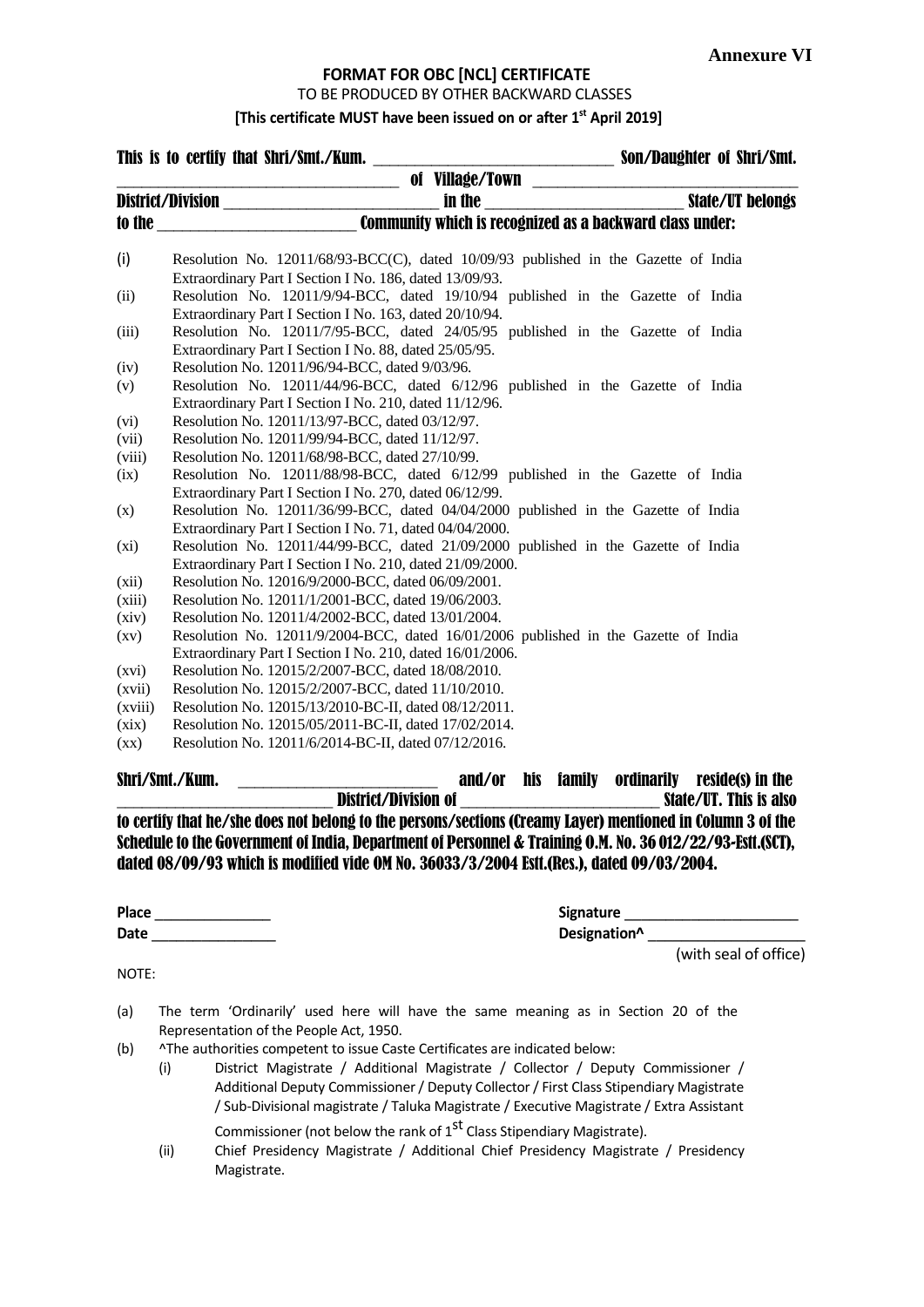**Annexure VI**

## FORMAT FOR OBC [NCL] CERTIFICATE

TO BE PRODUCED BY OTHER BACKWARD CLASSES

**[This certificate MUST have been issued on or after 1st April 2019]**

**This is to certify that Shri/Smt./Kum. ______________________________ Son/Daughter of Shri/Smt. ___________________________________ of Village/Town ___________________________________ District/Division __________________________ in the ________________________ State/UT belongs to the ________________________ Community which is recognized as a backward class under:**

(i) Resolution No. 12011/68/93-BCC(C), dated 10/09/93 published in the Gazette of India Extraordinary Part I Section I No. 186, dated 13/09/93.

(ii) Resolution No. 12011/9/94-BCC, dated 19/10/94 published in the Gazette of India Extraordinary Part I Section I No. 163, dated 20/10/94.

(iii) Resolution No. 12011/7/95-BCC, dated 24/05/95 published in the Gazette of India Extraordinary Part I Section I No. 88, dated 25/05/95.

(iv) Resolution No. 12011/96/94-BCC, dated 9/03/96.

(v) Resolution No. 12011/44/96-BCC, dated 6/12/96 published in the Gazette of India Extraordinary Part I Section I No. 210, dated 11/12/96.

(vi) Resolution No. 12011/13/97-BCC, dated 03/12/97.

(vii) Resolution No. 12011/99/94-BCC, dated 11/12/97.

(viii) Resolution No. 12011/68/98-BCC, dated 27/10/99.

(ix) Resolution No. 12011/88/98-BCC, dated 6/12/99 published in the Gazette of India Extraordinary Part I Section I No. 270, dated 06/12/99.

(x) Resolution No. 12011/36/99-BCC, dated 04/04/2000 published in the Gazette of India Extraordinary Part I Section I No. 71, dated 04/04/2000.

(xi) Resolution No. 12011/44/99-BCC, dated 21/09/2000 published in the Gazette of India Extraordinary Part I Section I No. 210, dated 21/09/2000.

(xii) Resolution No. 12016/9/2000-BCC, dated 06/09/2001.

(xiii) Resolution No. 12011/1/2001-BCC, dated 19/06/2003.

(xiv) Resolution No. 12011/4/2002-BCC, dated 13/01/2004.

(xv) Resolution No. 12011/9/2004-BCC, dated 16/01/2006 published in the Gazette of India Extraordinary Part I Section I No. 210, dated 16/01/2006.

(xvi) Resolution No. 12015/2/2007-BCC, dated 18/08/2010.

(xvii) Resolution No. 12015/2/2007-BCC, dated 11/10/2010.

(xviii) Resolution No. 12015/13/2010-BC-II, dated 08/12/2011.

(xix) Resolution No. 12015/05/2011-BC-II, dated 17/02/2014.

(xx) Resolution No. 12011/6/2014-BC-II, dated 07/12/2016.

**Shri/Smt./Kum. __________________________ and/or his family ordinarily reside(s) in the ____________________________ District/Division of __________________________ State/UT. This is also to certify that he/she does not belong to the persons/sections (Creamy Layer) mentioned in Column 3 of the Schedule to the Government of India, Department of Personnel & Training O.M. No. 36 012/22/93-Estt.(SCT), dated 08/09/93 which is modified vide OM No. 36033/3/2004 Estt.(Res.), dated 09/03/2004.**

**Place** _______________ **Signature** ______________________

**Date** ________________ **Designation^** ____________________

(with seal of office)

NOTE:

(a) The term 'Ordinarily' used here will have the same meaning as in Section 20 of the Representation of the People Act, 1950.

(b) ^The authorities competent to issue Caste Certificates are indicated below:

(i) District Magistrate / Additional Magistrate / Collector / Deputy Commissioner / Additional Deputy Commissioner / Deputy Collector / First Class Stipendiary Magistrate / Sub-Divisional magistrate / Taluka Magistrate / Executive Magistrate / Extra Assistant Commissioner (not below the rank of 1st Class Stipendiary Magistrate).

(ii) Chief Presidency Magistrate / Additional Chief Presidency Magistrate / Presidency Magistrate.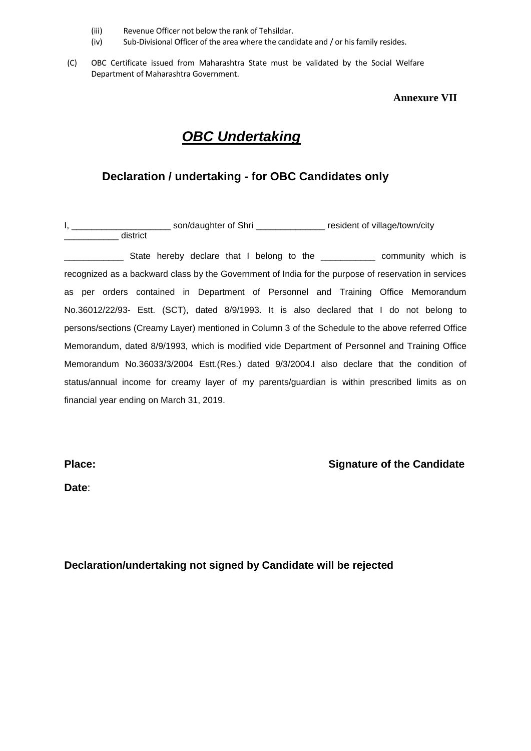(iii) Revenue Officer not below the rank of Tehsildar.

(iv) Sub-Divisional Officer of the area where the candidate and / or his family resides.

(C) OBC Certificate issued from Maharashtra State must be validated by the Social Welfare Department of Maharashtra Government.

**Annexure VII**

# ***OBC Undertaking***

## Declaration / undertaking - for OBC Candidates only

I, ____________________ son/daughter of Shri ______________ resident of village/town/city ___________ district

____________ State hereby declare that I belong to the ___________ community which is recognized as a backward class by the Government of India for the purpose of reservation in services as per orders contained in Department of Personnel and Training Office Memorandum No.36012/22/93- Estt. (SCT), dated 8/9/1993. It is also declared that I do not belong to persons/sections (Creamy Layer) mentioned in Column 3 of the Schedule to the above referred Office Memorandum, dated 8/9/1993, which is modified vide Department of Personnel and Training Office Memorandum No.36033/3/2004 Estt.(Res.) dated 9/3/2004.I also declare that the condition of status/annual income for creamy layer of my parents/guardian is within prescribed limits as on financial year ending on March 31, 2019.

**Place:** **Signature of the Candidate**

**Date**:

**Declaration/undertaking not signed by Candidate will be rejected**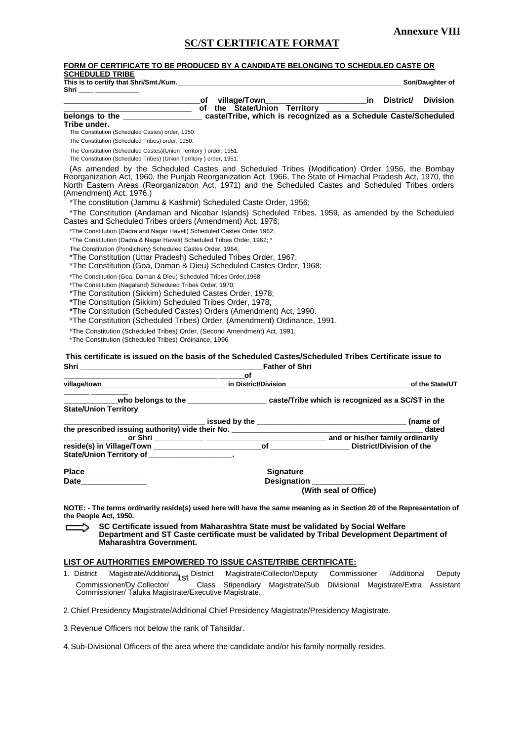**Annexure VIII**

## SC/ST CERTIFICATE FORMAT

**FORM OF CERTIFICATE TO BE PRODUCED BY A CANDIDATE BELONGING TO SCHEDULED CASTE OR SCHEDULED TRIBE**

**This is to certify that Shri/Smt./Kum.\_\_\_\_\_\_\_\_\_\_\_\_\_\_\_\_\_\_\_\_\_\_\_\_\_\_\_\_\_\_\_\_\_\_\_\_\_\_\_\_\_\_\_\_\_\_\_\_\_\_\_\_\_\_\_\_\_\_\_\_ Son/Daughter of Shri \_\_\_\_ \_\_\_\_\_\_\_\_\_\_\_**

**\_\_\_\_\_\_\_\_\_\_\_\_\_\_\_\_\_\_\_\_\_\_\_\_\_\_\_\_\_\_\_\_of village/Town\_\_\_\_\_\_\_\_\_\_\_\_\_\_\_\_\_\_\_\_\_\_\_\_in District/ Division \_\_\_\_\_\_\_\_\_\_\_\_\_\_\_\_\_\_\_\_\_\_\_\_\_\_\_\_\_\_ of the State/Union Territory \_\_\_\_\_\_\_\_\_\_\_\_\_\_\_\_\_\_\_\_\_\_\_\_\_\_\_\_\_\_ belongs to the \_\_\_\_\_\_\_\_\_\_\_\_\_\_\_\_\_\_ caste/Tribe, which is recognized as a Schedule Caste/Scheduled Tribe under.**

The Constitution (Scheduled Castes) order, 1950.

The Constitution (Scheduled Tribes) order, 1950.

The Constitution (Scheduled Castes)(Union Territory ) order, 1951.

The Constitution (Scheduled Tribes) (Union Territory ) order, 1951.

(As amended by the Scheduled Castes and Scheduled Tribes (Modification) Order 1956, the Bombay Reorganization Act, 1960, the Punjab Reorganization Act, 1966, The State of Himachal Pradesh Act, 1970, the North Eastern Areas (Reorganization Act, 1971) and the Scheduled Castes and Scheduled Tribes orders (Amendment) Act, 1976.)

*The constitution (Jammu & Kashmir) Scheduled Caste Order, 1956;

*The Constitution (Andaman and Nicobar Islands) Scheduled Tribes, 1959, as amended by the Scheduled Castes and Scheduled Tribes orders (Amendment) Act. 1976;

*The Constitution (Dadra and Nagar Haveli) Scheduled Castes Order 1962;

*The Constitution (Dadra & Nagar Haveli) Scheduled Tribes Order, 1962; *

The Constitution (Pondichery) Scheduled Castes Order, 1964;

*The Constitution (Uttar Pradesh) Scheduled Tribes Order, 1967;

*The Constitution (Goa, Daman & Dieu) Scheduled Castes Order, 1968;

*The Constitution (Goa, Daman & Dieu) Scheduled Tribes Order,1968;

*The Constitution (Nagaland) Scheduled Tribes Order, 1970;

*The Constitution (Sikkim) Scheduled Castes Order, 1978;

*The Constitution (Sikkim) Scheduled Tribes Order, 1978;

*The Constitution (Scheduled Castes) Orders (Amendment) Act, 1990.

*The Constitution (Scheduled Tribes) Order, (Amendment) Ordinance, 1991.

*The Constitution (Scheduled Tribes) Order, (Second Amendment) Act, 1991.

*The Constitution (Scheduled Tribes) Ordinance, 1996

**This certificate is issued on the basis of the Scheduled Castes/Scheduled Tribes Certificate issue to Shri \_\_\_\_\_\_\_\_\_\_\_\_\_\_\_\_\_\_\_\_\_\_\_\_\_\_\_\_\_\_\_\_\_\_\_\_\_\_\_\_\_\_\_\_Father of Shri \_\_\_\_\_\_\_\_\_\_\_\_\_\_\_\_\_\_\_\_\_\_\_\_\_\_\_\_\_\_\_\_\_\_\_\_\_\_ \_\_\_\_\_\_of village/town\_\_\_\_\_\_\_\_\_\_\_\_\_\_\_\_\_\_\_\_\_\_\_\_\_\_\_\_\_\_\_\_\_ in District/Division \_\_\_\_\_\_\_\_\_\_\_\_\_\_\_\_\_\_\_\_\_\_\_\_\_\_\_\_\_\_\_\_ of the State/UT \_\_\_\_\_\_\_ \_\_\_\_\_\_\_\_\_\_\_\_\_\_who belongs to the \_\_\_\_\_\_\_\_\_\_\_\_\_\_\_\_\_\_\_ caste/Tribe which is recognized as a SC/ST in the State/Union Territory**

**\_\_\_\_\_\_\_\_\_\_\_\_\_\_\_\_\_\_\_\_\_\_\_\_\_\_\_\_\_\_\_\_\_\_\_ issued by the \_\_\_\_\_\_\_\_\_\_\_\_\_\_\_\_\_\_\_\_\_\_\_\_\_\_\_\_\_\_\_\_\_\_\_\_ (name of the prescribed issuing authority) vide their No. \_\_\_\_\_\_\_\_\_\_\_\_\_\_\_\_\_\_\_\_\_\_\_\_\_\_\_\_\_\_\_\_\_\_\_\_\_\_\_\_\_\_\_\_ dated \_\_\_\_\_\_\_\_\_\_\_\_\_\_\_ or Shri \_\_\_\_\_\_\_\_\_\_\_\_ \_\_\_\_\_\_\_\_\_\_\_\_\_\_\_\_\_\_\_\_\_\_\_\_\_\_\_\_ and or his/her family ordinarily reside(s) in Village/Town \_\_\_\_\_\_\_\_\_\_\_\_\_\_\_\_\_\_\_\_\_\_\_\_\_\_of \_\_\_\_\_\_\_\_\_\_\_\_\_\_\_\_\_\_\_ District/Division of the State/Union Territory of \_\_\_\_\_\_\_\_\_\_\_\_\_\_\_\_\_\_\_\_.**

**Place\_\_\_\_\_\_\_\_\_\_\_\_\_\_** **Signature\_\_\_\_\_\_\_\_\_\_\_\_\_\_**

**Date\_\_\_\_\_\_\_\_\_\_\_\_\_\_\_** **Designation \_\_\_\_\_\_\_\_\_\_\_\_**

**(With seal of Office)**

**NOTE: - The terms ordinarily reside(s) used here will have the same meaning as in Section 20 of the Representation of the People Act, 1950.**

**SC Certificate issued from Maharashtra State must be validated by Social Welfare Department and ST Caste certificate must be validated by Tribal Development Department of Maharashtra Government.**

**LIST OF AUTHORITIES EMPOWERED TO ISSUE CASTE/TRIBE CERTIFICATE:**

1. District Magistrate/Additional District Magistrate/Collector/Deputy Commissioner /Additional Deputy Commissioner/Dy.Collector/ 1st Class Stipendiary Magistrate/Sub Divisional Magistrate/Extra Assistant Commissioner/ Taluka Magistrate/Executive Magistrate.
2. Chief Presidency Magistrate/Additional Chief Presidency Magistrate/Presidency Magistrate.
3. Revenue Officers not below the rank of Tahsildar.
4. Sub-Divisional Officers of the area where the candidate and/or his family normally resides.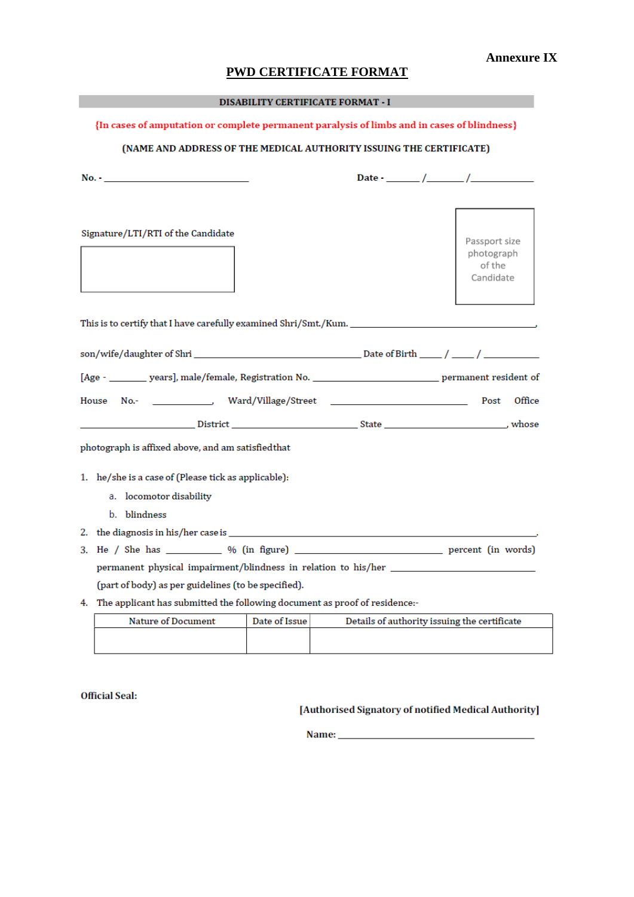**Annexure IX**

# PWD CERTIFICATE FORMAT

## DISABILITY CERTIFICATE FORMAT - I

{In cases of amputation or complete permanent paralysis of limbs and in cases of blindness}

**(NAME AND ADDRESS OF THE MEDICAL AUTHORITY ISSUING THE CERTIFICATE)**

**No. -** ____________________________ **Date -** ______ /______ /__________

Signature/LTI/RTI of the Candidate

Passport size photograph of the Candidate

This is to certify that I have carefully examined Shri/Smt./Kum. ____________________________________,

son/wife/daughter of Shri ________________________________ Date of Birth ____ / ____ / __________

[Age - _______ years], male/female, Registration No. ________________________ permanent resident of

House No.- ____________, Ward/Village/Street ____________________ Post Office

______________________ District ________________________ State ______________________, whose

photograph is affixed above, and am satisfied that

1. he/she is a case of (Please tick as applicable):
   a. locomotor disability
   b. blindness
2. the diagnosis in his/her case is _______________________________________________.
3. He / She has __________ % (in figure) ____________________ percent (in words) permanent physical impairment/blindness in relation to his/her ______________________ (part of body) as per guidelines (to be specified).
4. The applicant has submitted the following document as proof of residence:-

| Nature of Document | Date of Issue | Details of authority issuing the certificate |
|---|---|---|
| | | |

**Official Seal:**

**[Authorised Signatory of notified Medical Authority]**

**Name:** ______________________________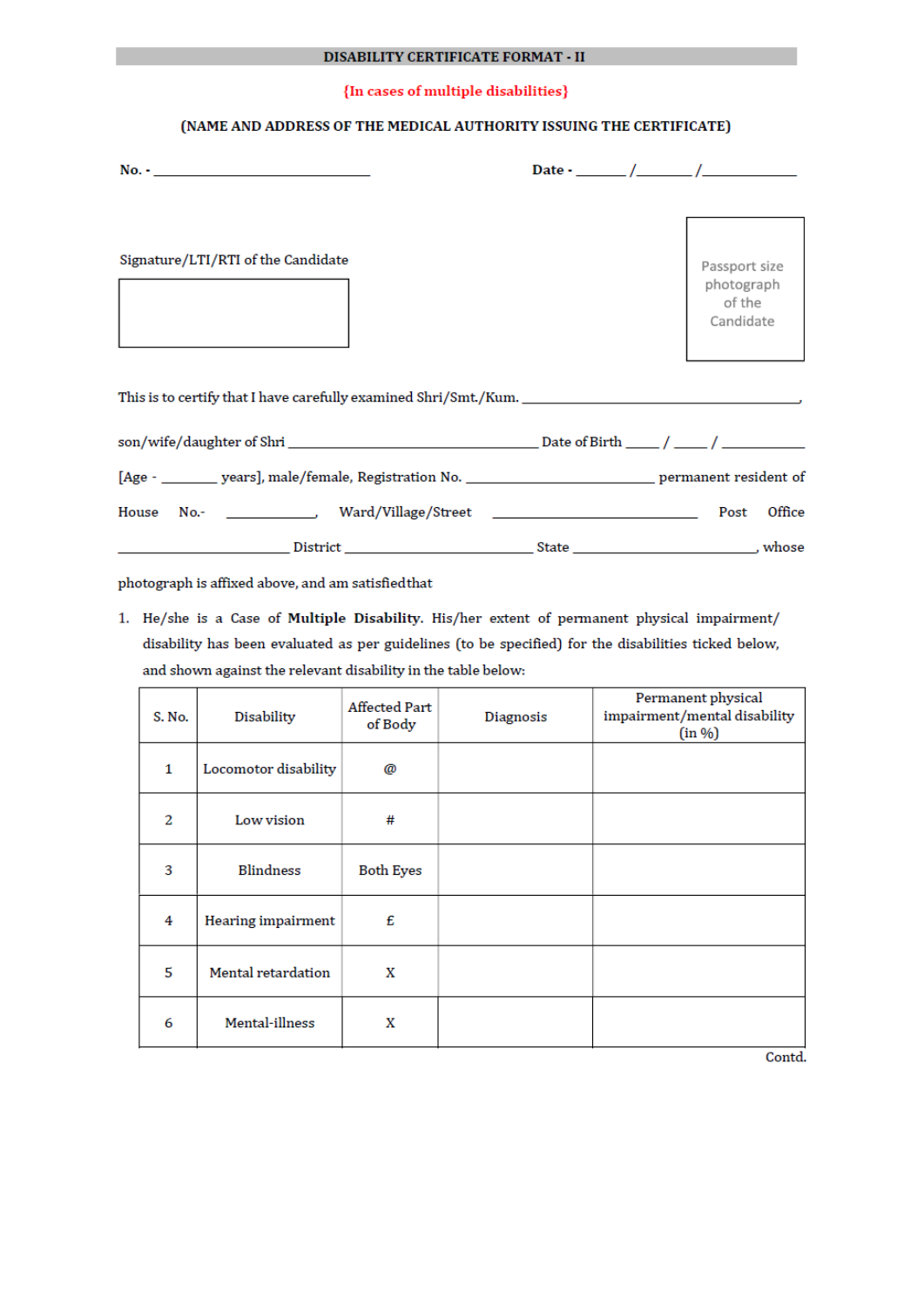**DISABILITY CERTIFICATE FORMAT - II**

{In cases of multiple disabilities}

**(NAME AND ADDRESS OF THE MEDICAL AUTHORITY ISSUING THE CERTIFICATE)**

**No. -** ______________________________ **Date -** ______/______/__________

Signature/LTI/RTI of the Candidate

Passport size photograph of the Candidate

This is to certify that I have carefully examined Shri/Smt./Kum. ____________________________________,

son/wife/daughter of Shri ________________________________ Date of Birth ____ / ____ / _________

[Age - _______ years], male/female, Registration No. _______________________ permanent resident of

House No.- ___________, Ward/Village/Street _________________________ Post Office

______________________ District _______________________ State _______________________, whose

photograph is affixed above, and am satisfied that

1. He/she is a Case of **Multiple Disability**. His/her extent of permanent physical impairment/ disability has been evaluated as per guidelines (to be specified) for the disabilities ticked below, and shown against the relevant disability in the table below:

| S. No. | Disability | Affected Part of Body | Diagnosis | Permanent physical impairment/mental disability (in %) |
|---|---|---|---|---|
| 1 | Locomotor disability | @ | | |
| 2 | Low vision | # | | |
| 3 | Blindness | Both Eyes | | |
| 4 | Hearing impairment | £ | | |
| 5 | Mental retardation | X | | |
| 6 | Mental-illness | X | | |

Contd.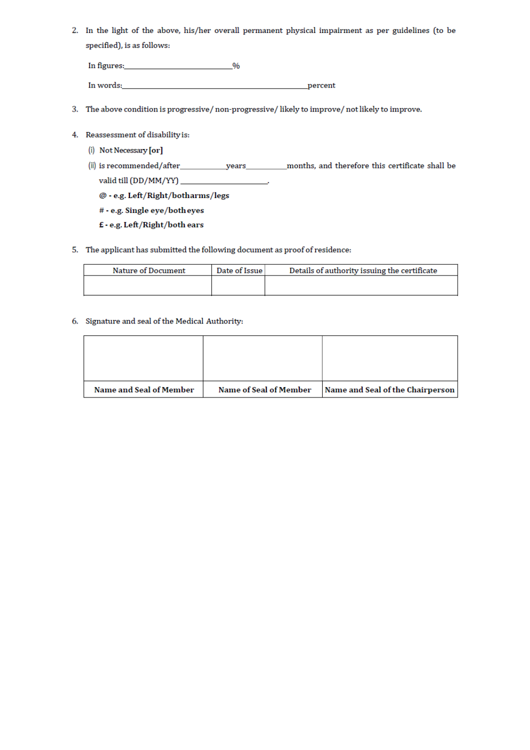2. In the light of the above, his/her overall permanent physical impairment as per guidelines (to be specified), is as follows:

   In figures:_______________________%

   In words:_______________________________________________percent

3. The above condition is progressive/ non-progressive/ likely to improve/ not likely to improve.

4. Reassessment of disability is:

   (i) Not Necessary **[or]**

   (ii) is recommended/after__________years__________months, and therefore this certificate shall be valid till (DD/MM/YY) ____________________.

   **@ - e.g. Left/Right/botharms/legs**

   **# - e.g. Single eye/both eyes**

   **£ - e.g. Left/Right/both ears**

5. The applicant has submitted the following document as proof of residence:

| Nature of Document | Date of Issue | Details of authority issuing the certificate |
|---|---|---|
| | | |

6. Signature and seal of the Medical Authority:

| | | |
|---|---|---|
| **Name and Seal of Member** | **Name of Seal of Member** | **Name and Seal of the Chairperson** |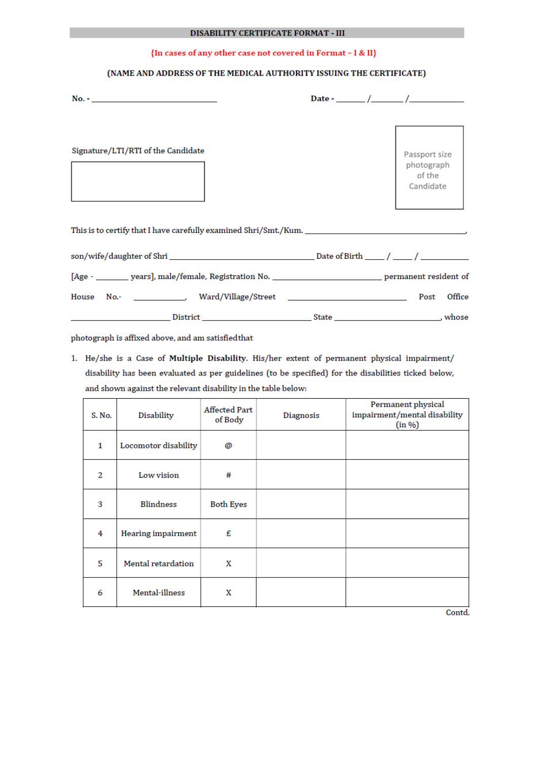**DISABILITY CERTIFICATE FORMAT - III**

{In cases of any other case not covered in Format – I & II}

(NAME AND ADDRESS OF THE MEDICAL AUTHORITY ISSUING THE CERTIFICATE)

**No. -** ______________________________ **Date -** ______/______/__________

Signature/LTI/RTI of the Candidate

Passport size photograph of the Candidate

This is to certify that I have carefully examined Shri/Smt./Kum. ________________________________________,

son/wife/daughter of Shri ____________________________________ Date of Birth _____ / _____ / __________

[Age - ________ years], male/female, Registration No. ___________________________ permanent resident of

House No.- ____________, Ward/Village/Street ___________________________ Post Office

_________________________ District ___________________________ State ___________________________, whose

photograph is affixed above, and am satisfied that

1. He/she is a Case of **Multiple Disability**. His/her extent of permanent physical impairment/ disability has been evaluated as per guidelines (to be specified) for the disabilities ticked below, and shown against the relevant disability in the table below:

| S. No. | Disability | Affected Part of Body | Diagnosis | Permanent physical impairment/mental disability (in %) |
|---|---|---|---|---|
| 1 | Locomotor disability | @ | | |
| 2 | Low vision | # | | |
| 3 | Blindness | Both Eyes | | |
| 4 | Hearing impairment | £ | | |
| 5 | Mental retardation | X | | |
| 6 | Mental-illness | X | | |

Contd.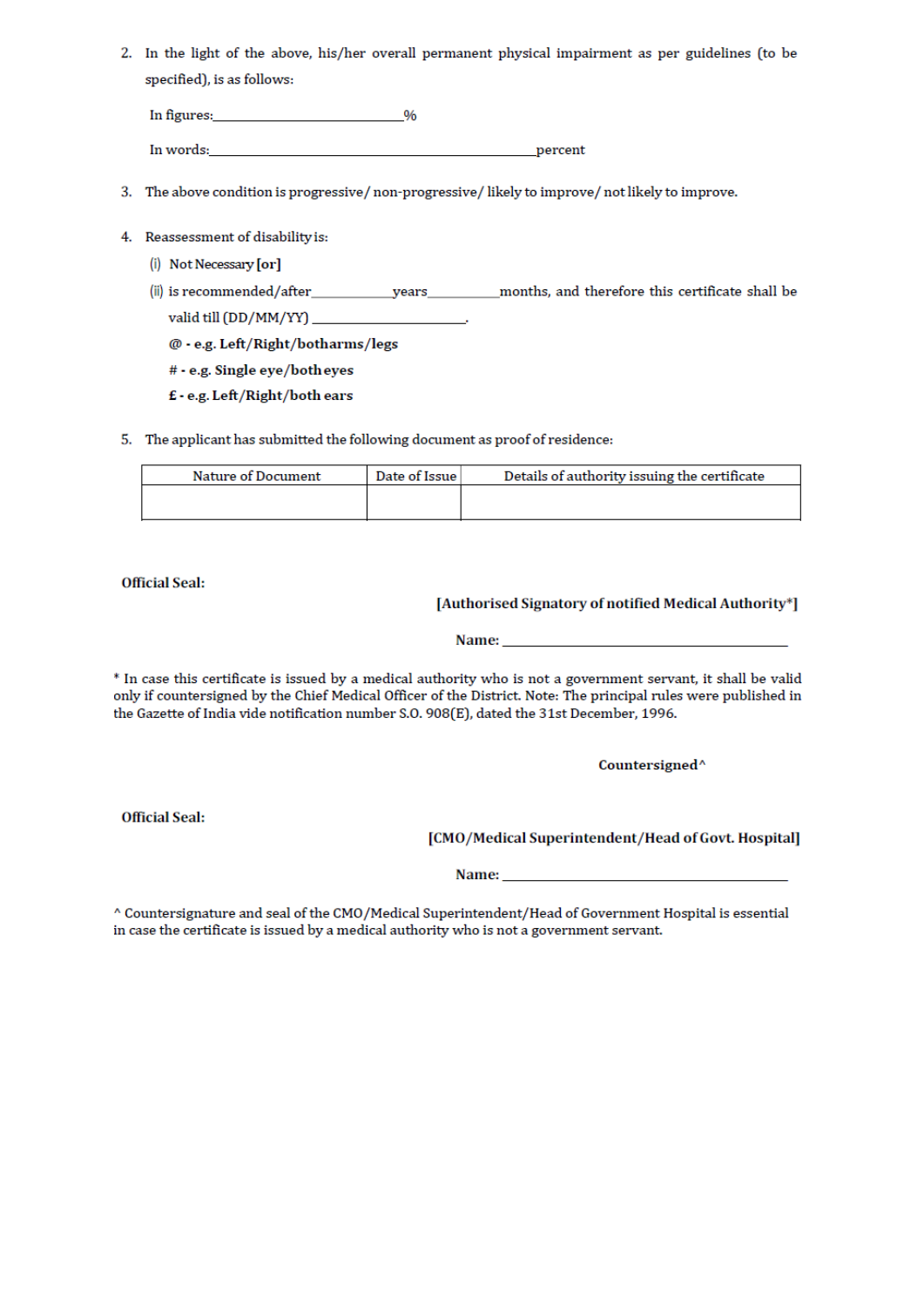2. In the light of the above, his/her overall permanent physical impairment as per guidelines (to be specified), is as follows:

   In figures:\_\_\_\_\_\_\_\_\_\_\_\_\_\_\_\_\_\_\_\_\_\_\_\_\_\_\_\_\_%

   In words:\_\_\_\_\_\_\_\_\_\_\_\_\_\_\_\_\_\_\_\_\_\_\_\_\_\_\_\_\_\_\_\_\_\_\_\_\_\_\_\_\_\_\_\_\_\_percent

3. The above condition is progressive/ non-progressive/ likely to improve/ not likely to improve.

4. Reassessment of disability is:

   (i) Not Necessary **[or]**

   (ii) is recommended/after\_\_\_\_\_\_\_\_\_\_\_\_\_\_years\_\_\_\_\_\_\_\_\_\_\_\_months, and therefore this certificate shall be valid till (DD/MM/YY) \_\_\_\_\_\_\_\_\_\_\_\_\_\_\_\_\_\_\_\_\_\_.

   **@ - e.g. Left/Right/botharms/legs**

   **# - e.g. Single eye/both eyes**

   **£ - e.g. Left/Right/both ears**

5. The applicant has submitted the following document as proof of residence:

| Nature of Document | Date of Issue | Details of authority issuing the certificate |
|---|---|---|
| | | |

**Official Seal:**

**[Authorised Signatory of notified Medical Authority*]**

**Name:** \_\_\_\_\_\_\_\_\_\_\_\_\_\_\_\_\_\_\_\_\_\_\_\_\_\_\_\_\_\_\_\_\_\_\_\_\_\_\_\_

* In case this certificate is issued by a medical authority who is not a government servant, it shall be valid only if countersigned by the Chief Medical Officer of the District. Note: The principal rules were published in the Gazette of India vide notification number S.O. 908(E), dated the 31st December, 1996.

**Countersigned^**

**Official Seal:**

**[CMO/Medical Superintendent/Head of Govt. Hospital]**

**Name:** \_\_\_\_\_\_\_\_\_\_\_\_\_\_\_\_\_\_\_\_\_\_\_\_\_\_\_\_\_\_\_\_\_\_\_\_\_\_\_\_

^ Countersignature and seal of the CMO/Medical Superintendent/Head of Government Hospital is essential in case the certificate is issued by a medical authority who is not a government servant.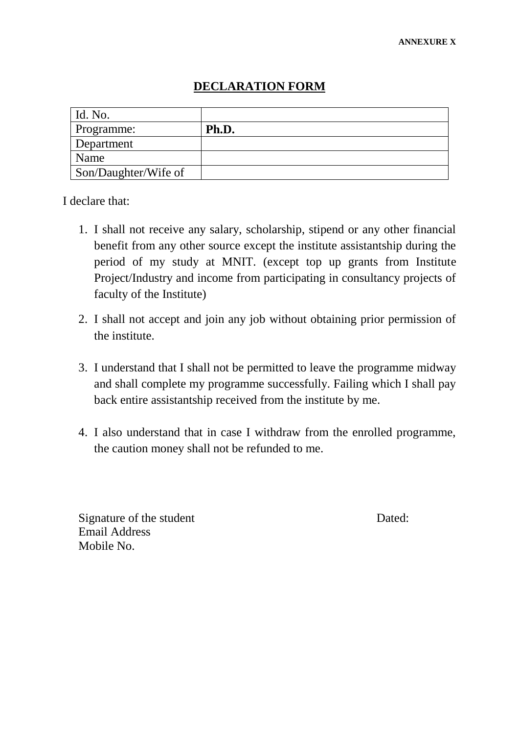**ANNEXURE X**

## DECLARATION FORM

| Id. No. | |
|---|---|
| Programme: | **Ph.D.** |
| Department | |
| Name | |
| Son/Daughter/Wife of | |

I declare that:

1. I shall not receive any salary, scholarship, stipend or any other financial benefit from any other source except the institute assistantship during the period of my study at MNIT. (except top up grants from Institute Project/Industry and income from participating in consultancy projects of faculty of the Institute)
2. I shall not accept and join any job without obtaining prior permission of the institute.
3. I understand that I shall not be permitted to leave the programme midway and shall complete my programme successfully. Failing which I shall pay back entire assistantship received from the institute by me.
4. I also understand that in case I withdraw from the enrolled programme, the caution money shall not be refunded to me.

Signature of the student                                        Dated:

Email Address

Mobile No.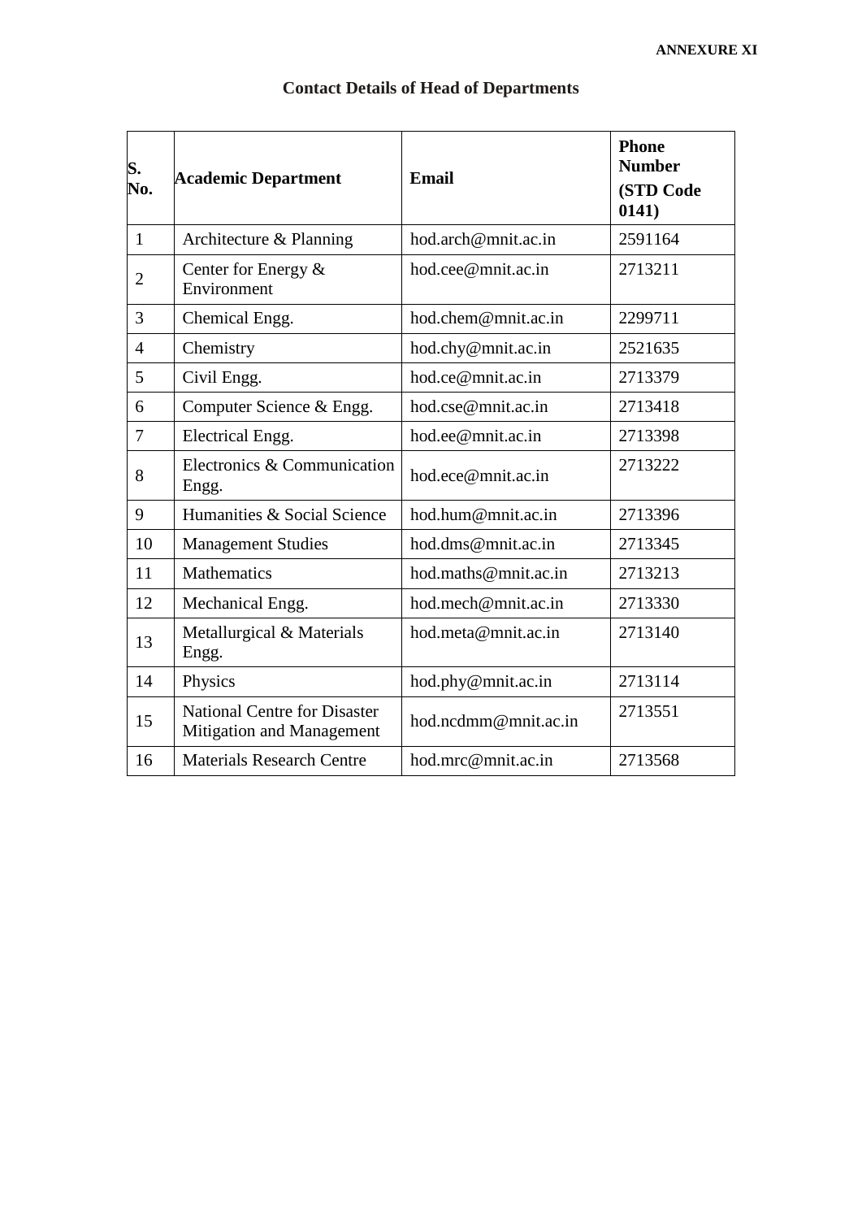**ANNEXURE XI**

## Contact Details of Head of Departments

| S. No. | Academic Department | Email | Phone Number (STD Code 0141) |
|---|---|---|---|
| 1 | Architecture & Planning | hod.arch@mnit.ac.in | 2591164 |
| 2 | Center for Energy & Environment | hod.cee@mnit.ac.in | 2713211 |
| 3 | Chemical Engg. | hod.chem@mnit.ac.in | 2299711 |
| 4 | Chemistry | hod.chy@mnit.ac.in | 2521635 |
| 5 | Civil Engg. | hod.ce@mnit.ac.in | 2713379 |
| 6 | Computer Science & Engg. | hod.cse@mnit.ac.in | 2713418 |
| 7 | Electrical Engg. | hod.ee@mnit.ac.in | 2713398 |
| 8 | Electronics & Communication Engg. | hod.ece@mnit.ac.in | 2713222 |
| 9 | Humanities & Social Science | hod.hum@mnit.ac.in | 2713396 |
| 10 | Management Studies | hod.dms@mnit.ac.in | 2713345 |
| 11 | Mathematics | hod.maths@mnit.ac.in | 2713213 |
| 12 | Mechanical Engg. | hod.mech@mnit.ac.in | 2713330 |
| 13 | Metallurgical & Materials Engg. | hod.meta@mnit.ac.in | 2713140 |
| 14 | Physics | hod.phy@mnit.ac.in | 2713114 |
| 15 | National Centre for Disaster Mitigation and Management | hod.ncdmm@mnit.ac.in | 2713551 |
| 16 | Materials Research Centre | hod.mrc@mnit.ac.in | 2713568 |